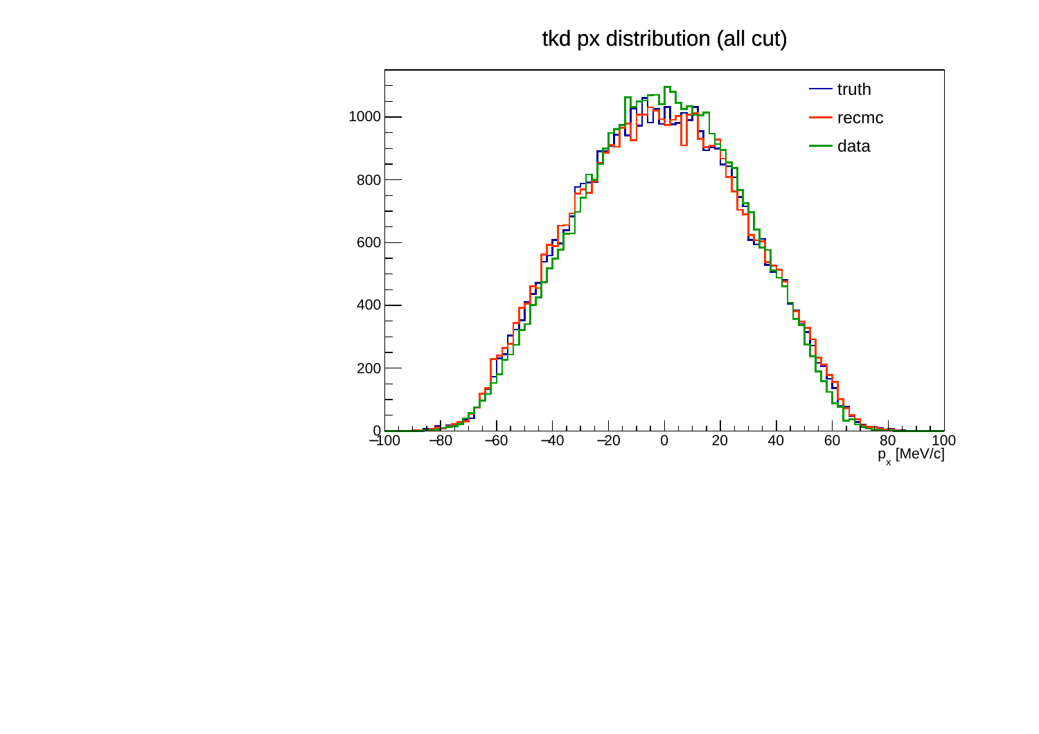tkd px distribution (all cut)

truth
recmc
data

0
200
400
600
800
1000

−100
−80
−60
−40
−20
0
20
40
60
80
100

$p_x$ [MeV/c]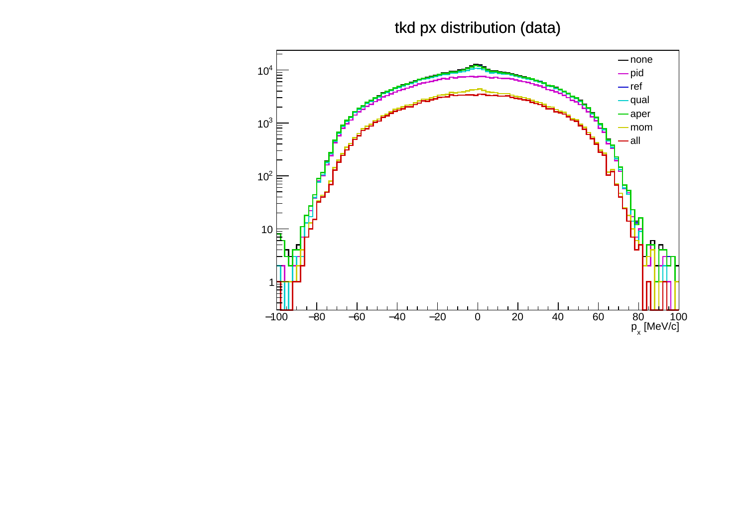tkd px distribution (data)

none
pid
ref
qual
aper
mom
all

$10^4$
$10^3$
$10^2$
10
1

−100 −80 −60 −40 −20 0 20 40 60 80 100

$p_x$ [MeV/c]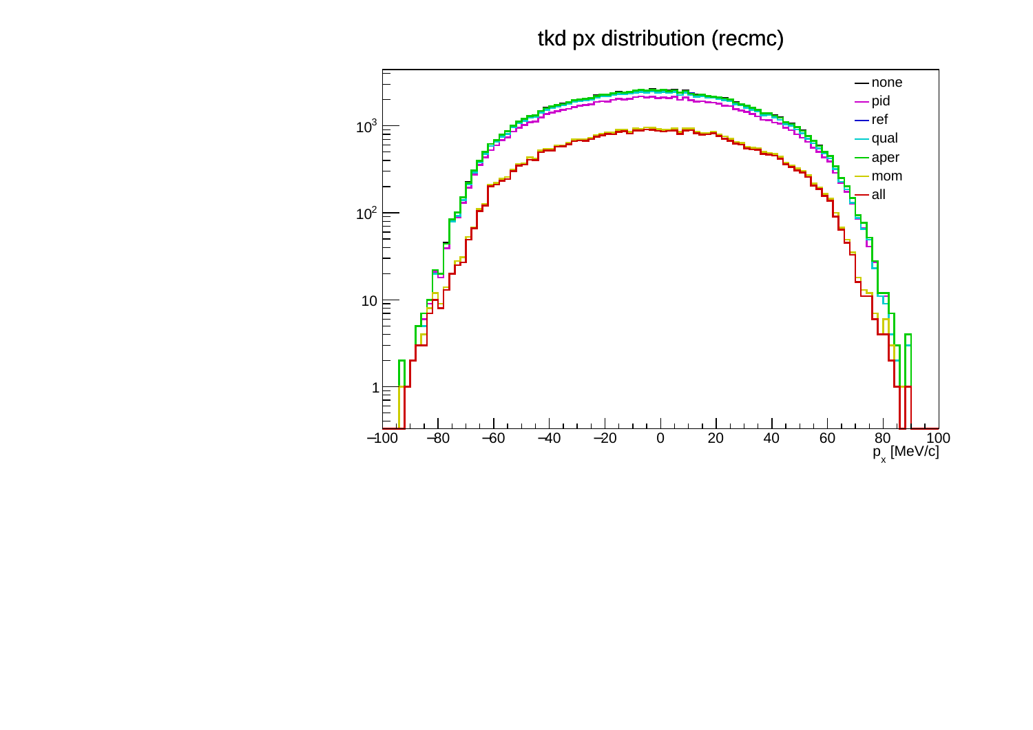tkd px distribution (recmc)

none
pid
ref
qual
aper
mom
all

$10^3$
$10^2$
10
1

−100
−80
−60
−40
−20
0
20
40
60
80
100

$p_x$ [MeV/c]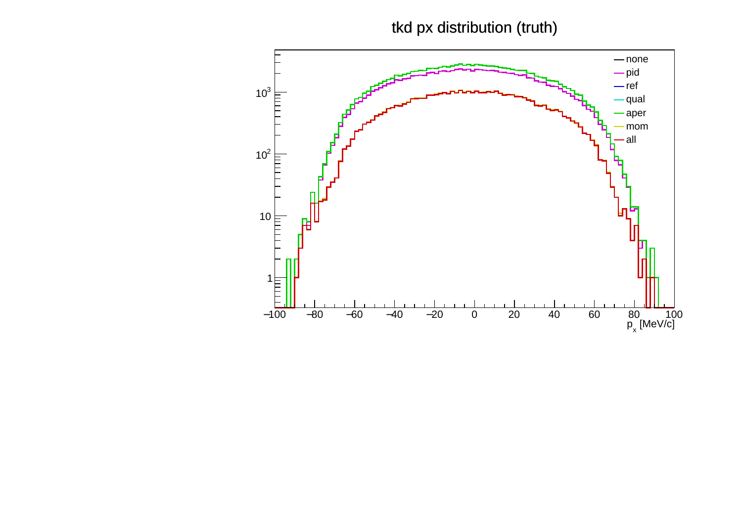tkd px distribution (truth)

none
pid
ref
qual
aper
mom
all

$10^3$
$10^2$
10
1

−100
−80
−60
−40
−20
0
20
40
60
80
100

$p_x$ [MeV/c]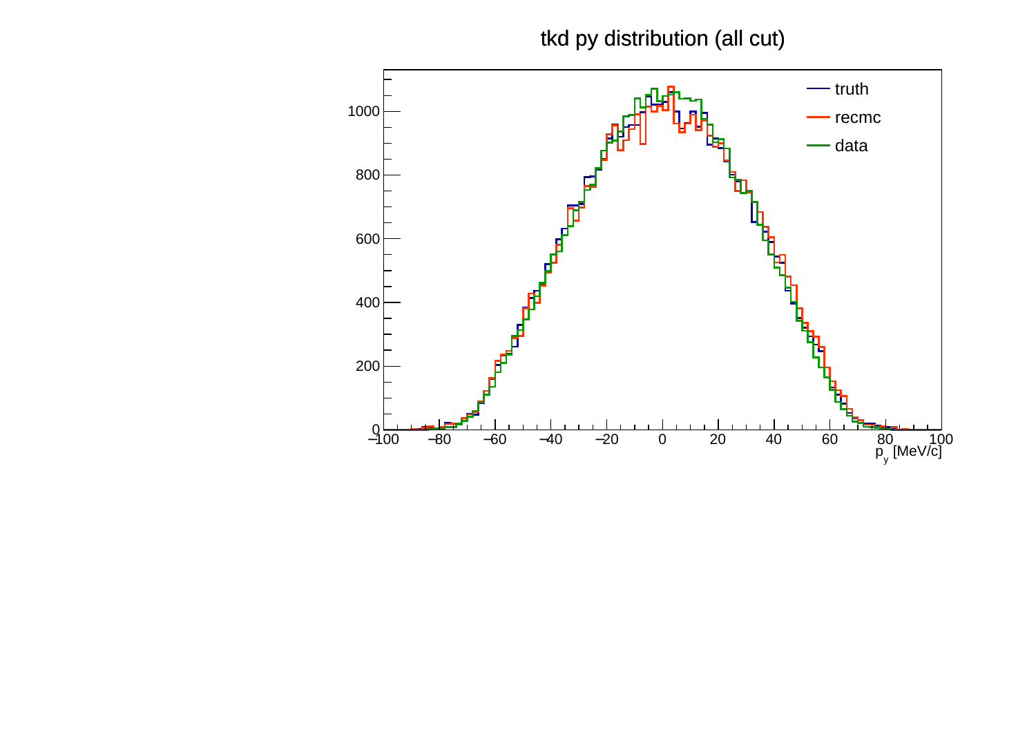tkd py distribution (all cut)

truth
recmc
data

1000
800
600
400
200
0

−100 −80 −60 −40 −20 0 20 40 60 80 100

$p_y$ [MeV/c]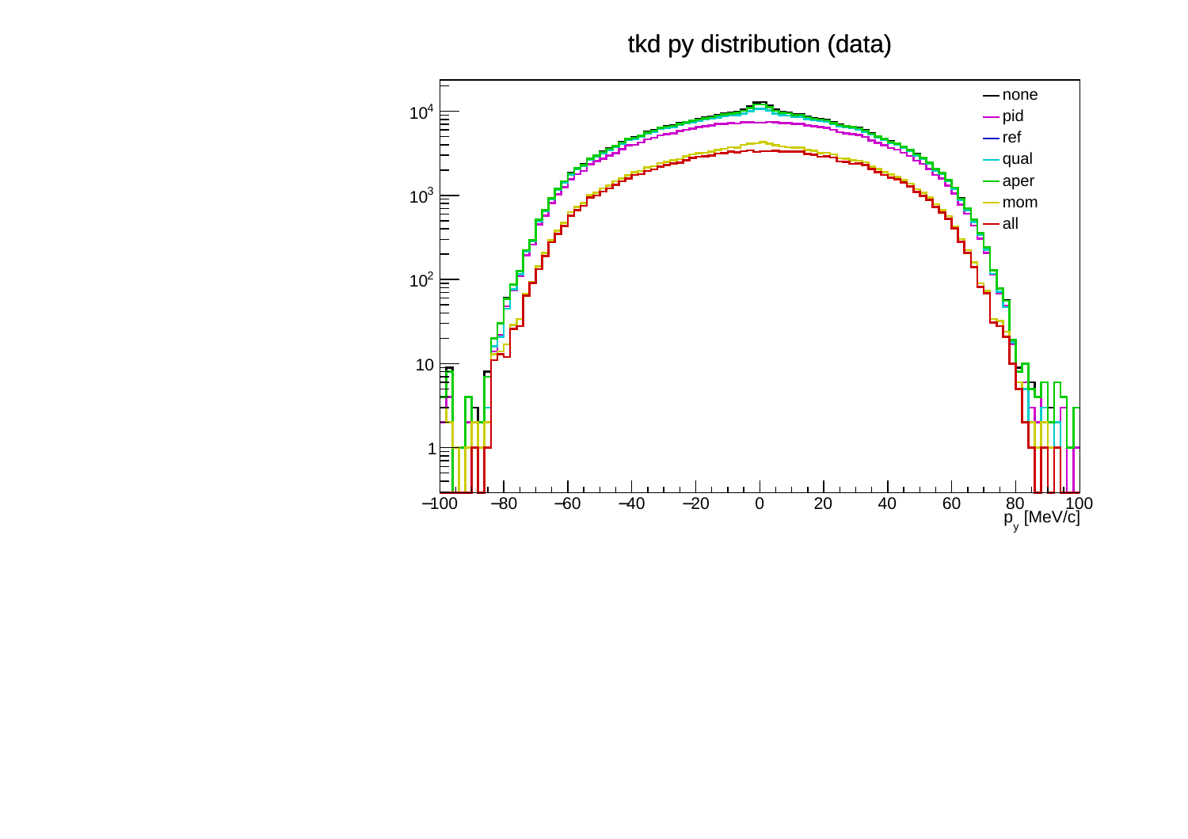tkd py distribution (data)

none
pid
ref
qual
aper
mom
all

$10^4$
$10^3$
$10^2$
10
1

−100 −80 −60 −40 −20 0 20 40 60 80 100

$p_y$ [MeV/c]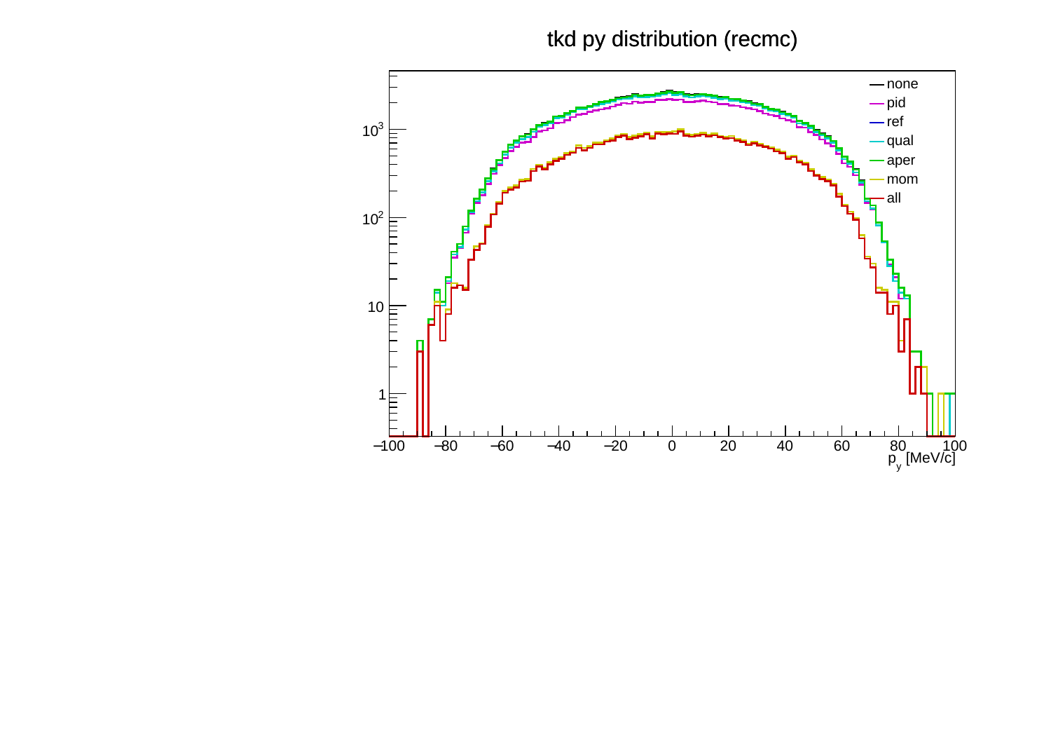tkd py distribution (recmc)

none
pid
ref
qual
aper
mom
all

$10^3$

$10^2$

10

1

−100 −80 −60 −40 −20 0 20 40 60 80 100

$p_y$ [MeV/c]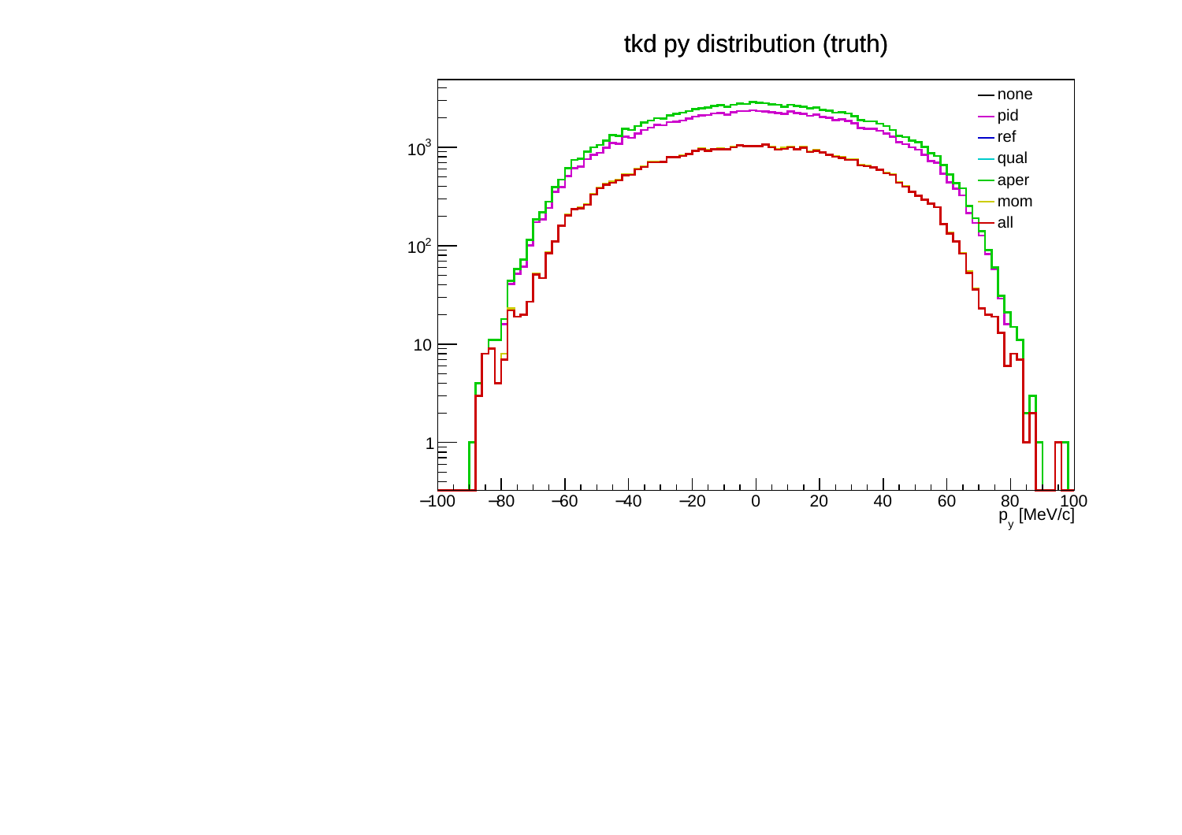tkd py distribution (truth)

none
pid
ref
qual
aper
mom
all

$10^3$

$10^2$

10

1

−100 −80 −60 −40 −20 0 20 40 60 80 100

$p_y$ [MeV/c]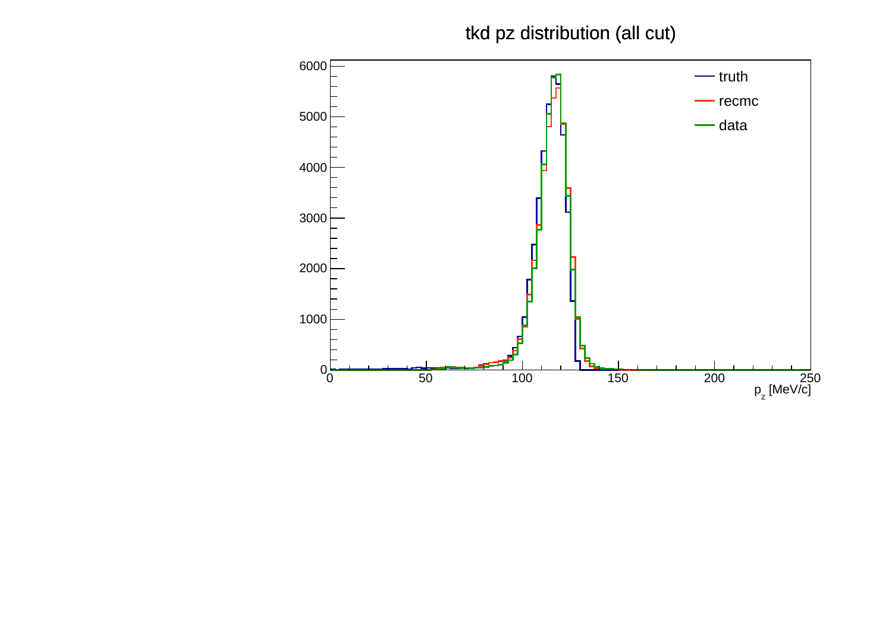tkd pz distribution (all cut)

truth
recmc
data

6000
5000
4000
3000
2000
1000
0

0
50
100
150
200
250

$p_z$ [MeV/c]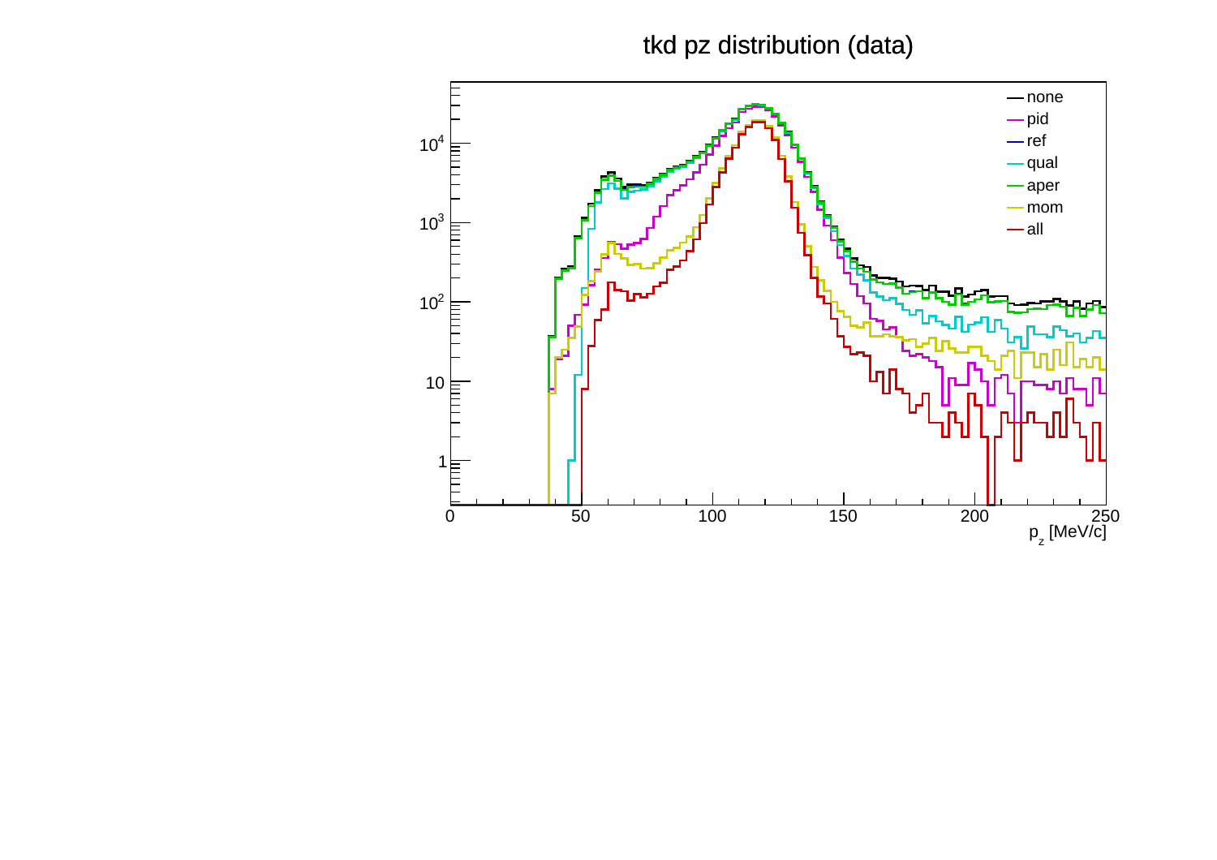tkd pz distribution (data)

none
pid
ref
qual
aper
mom
all

$10^4$
$10^3$
$10^2$
10
1

0
50
100
150
200
250

$p_z$ [MeV/c]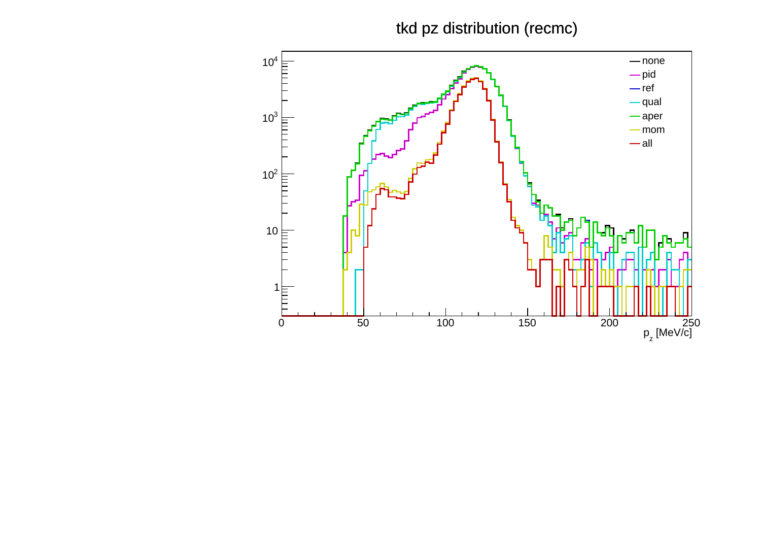tkd pz distribution (recmc)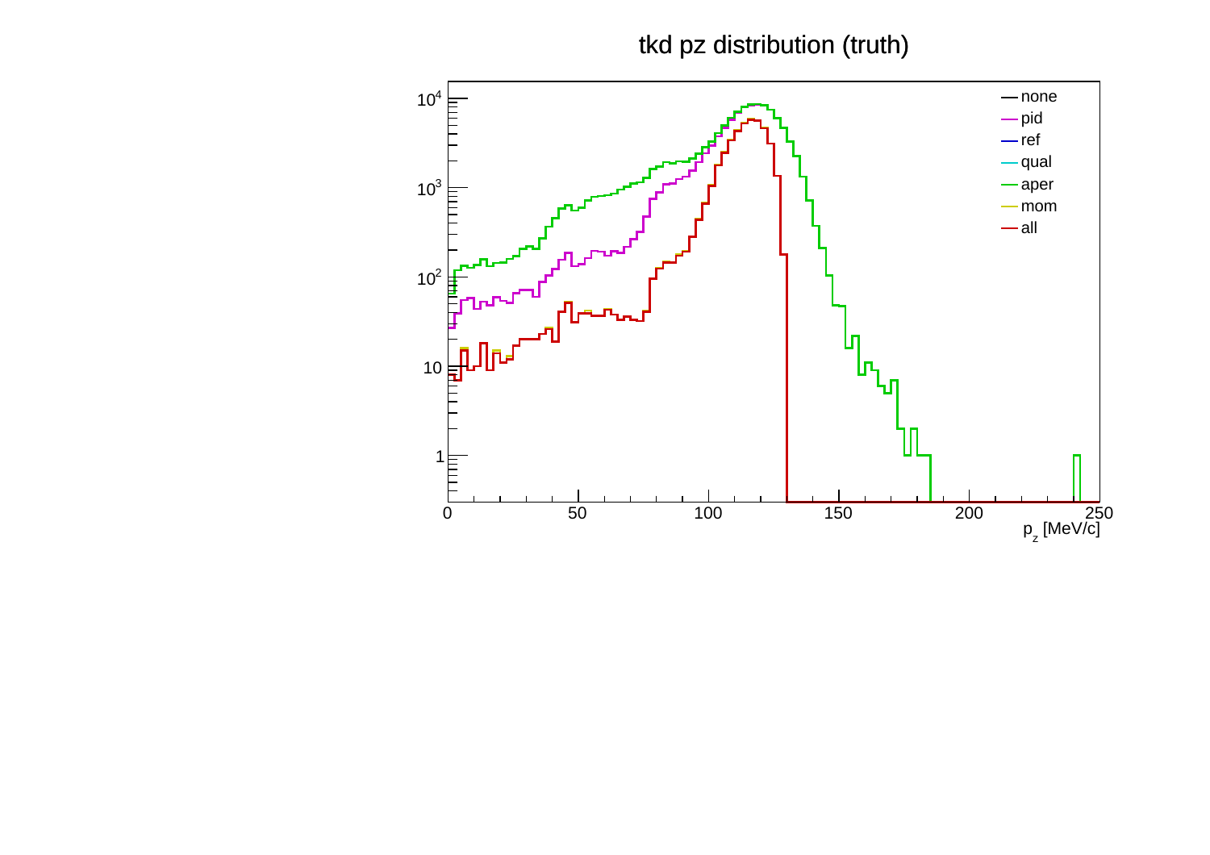tkd pz distribution (truth)

- none
- pid
- ref
- qual
- aper
- mom
- all

$p_z$ [MeV/c]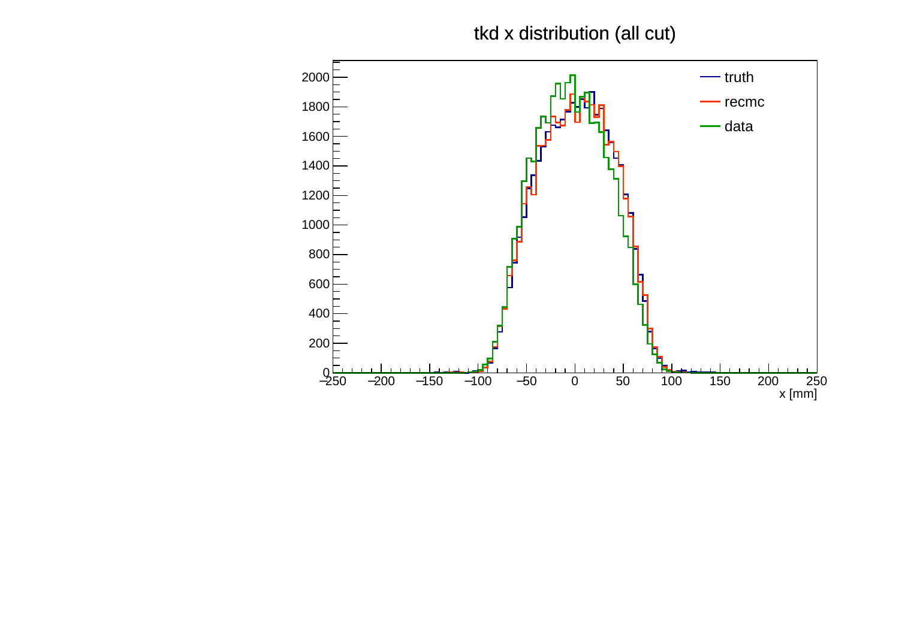tkd x distribution (all cut)

truth
recmc
data

x [mm]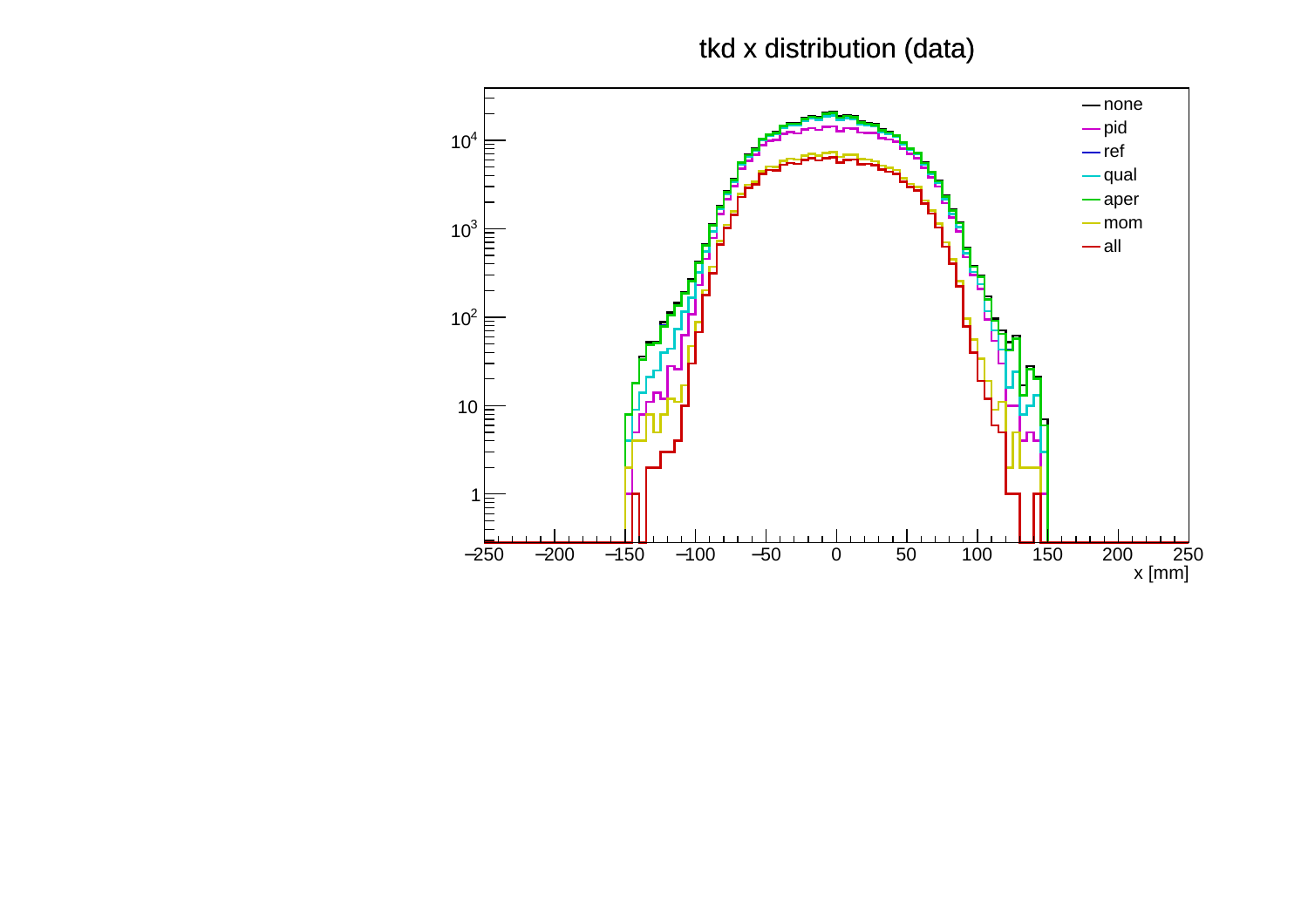tkd x distribution (data)

none
pid
ref
qual
aper
mom
all

$10^4$
$10^3$
$10^2$
10
1

−250 −200 −150 −100 −50 0 50 100 150 200 250

x [mm]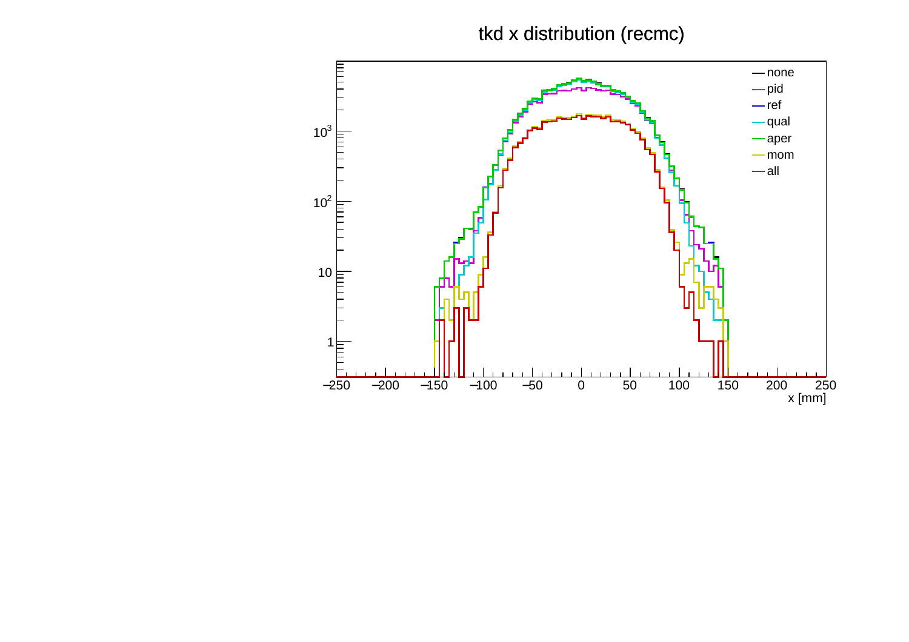tkd x distribution (recmc)

none
pid
ref
qual
aper
mom
all

$10^3$

$10^2$

10

1

−250 −200 −150 −100 −50 0 50 100 150 200 250

x [mm]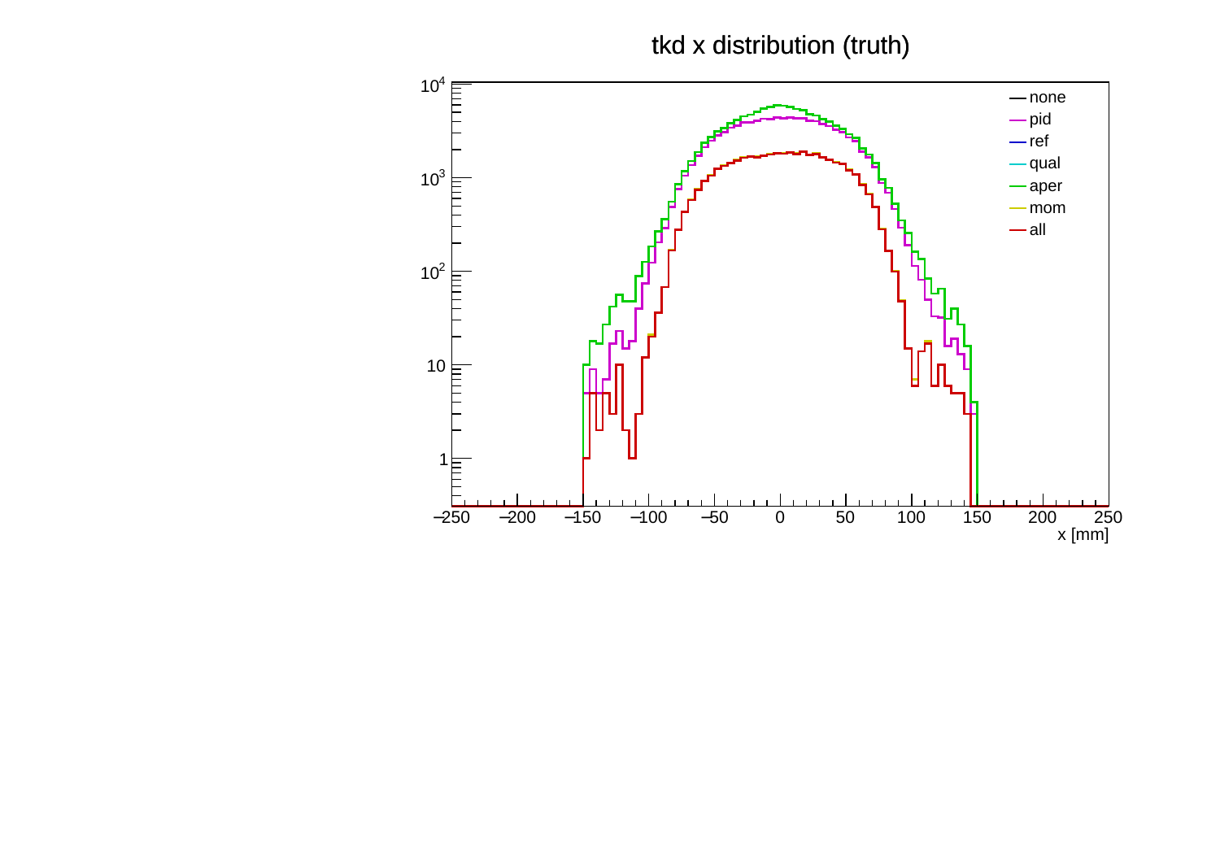tkd x distribution (truth)

$10^4$

$10^3$

$10^2$

10

1

none

pid

ref

qual

aper

mom

all

−250 −200 −150 −100 −50 0 50 100 150 200 250

x [mm]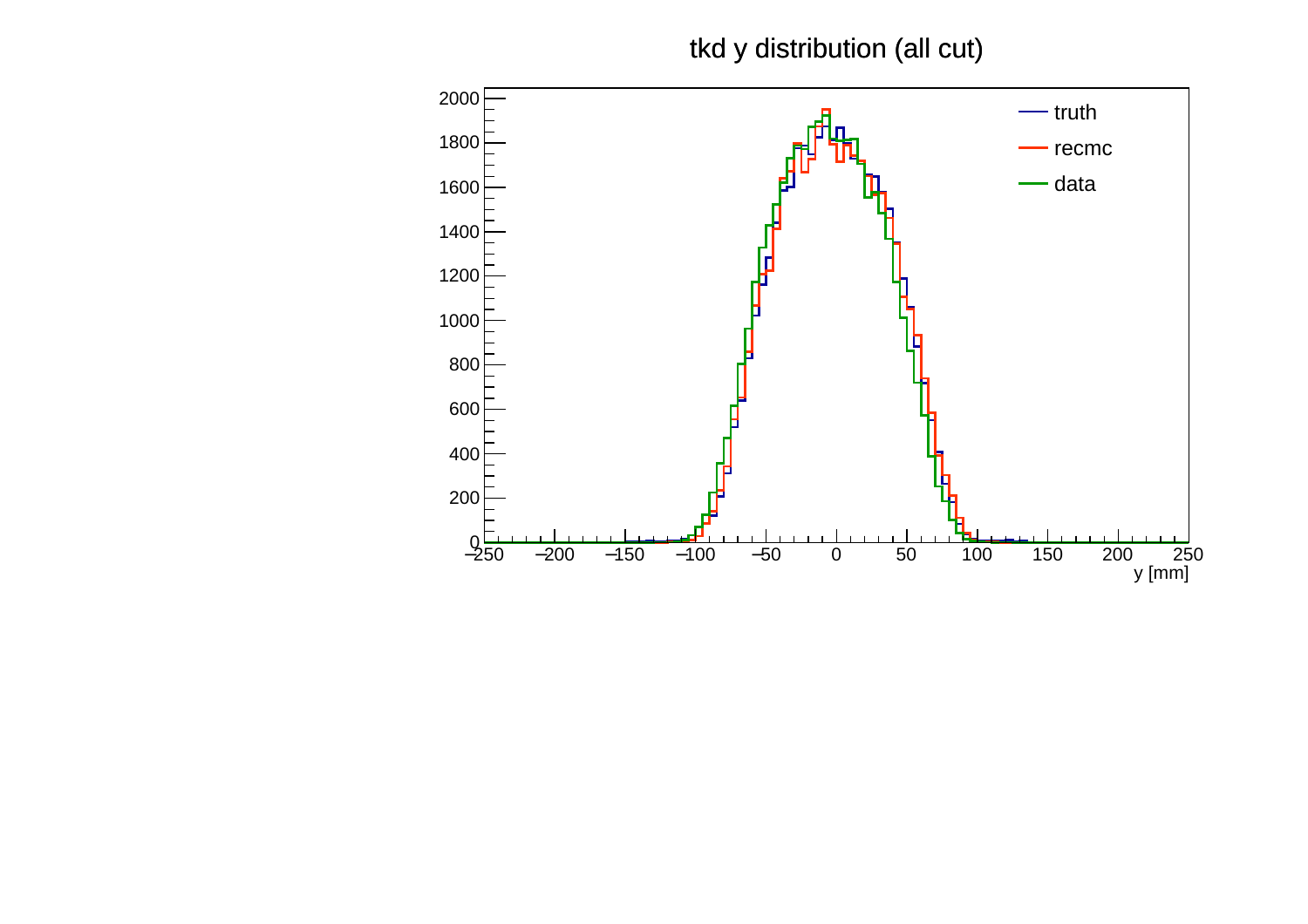tkd y distribution (all cut)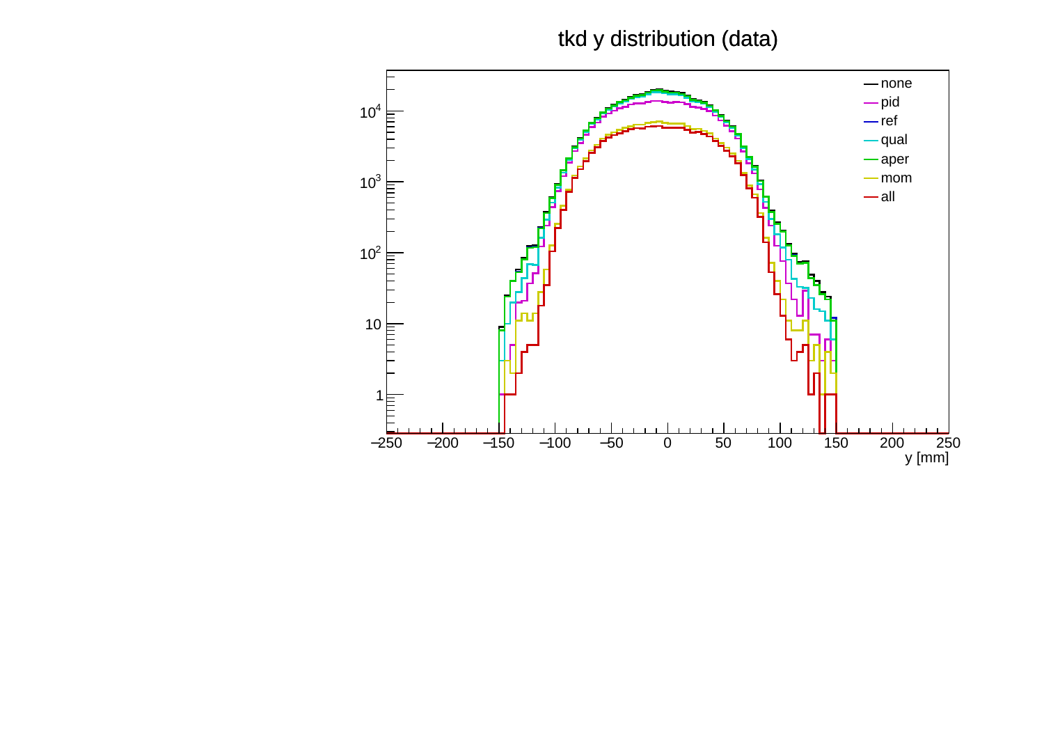tkd y distribution (data)

none
pid
ref
qual
aper
mom
all

$10^4$
$10^3$
$10^2$
10
1

−250 −200 −150 −100 −50 0 50 100 150 200 250

y [mm]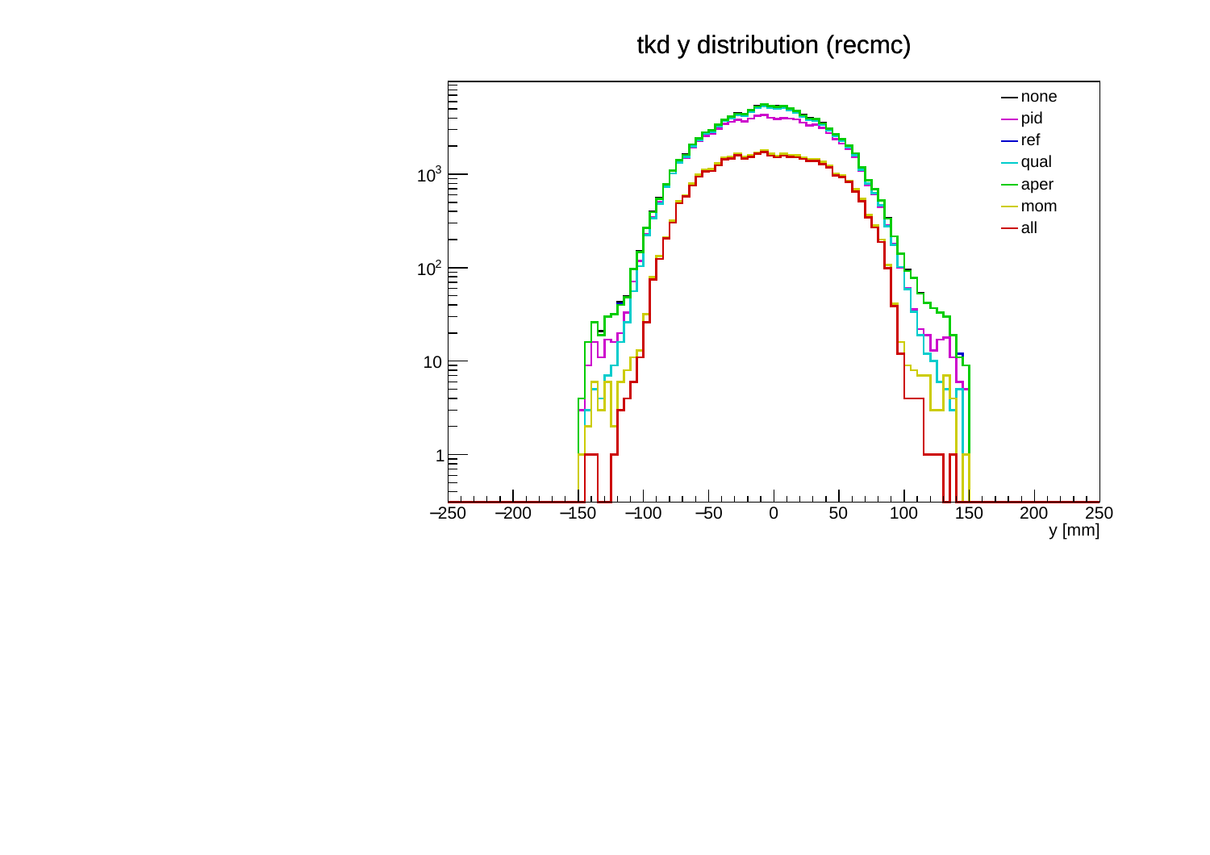tkd y distribution (recmc)

none
pid
ref
qual
aper
mom
all

$10^3$
$10^2$
10
1

−250 −200 −150 −100 −50 0 50 100 150 200 250

y [mm]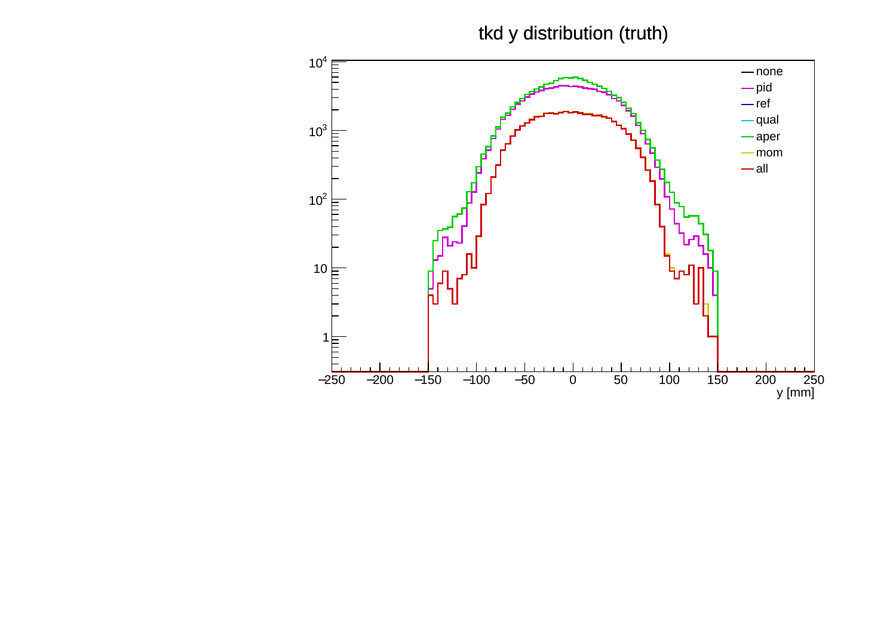tkd y distribution (truth)

$10^4$

$10^3$

$10^2$

10

1

−250 −200 −150 −100 −50 0 50 100 150 200 250

y [mm]

none

pid

ref

qual

aper

mom

all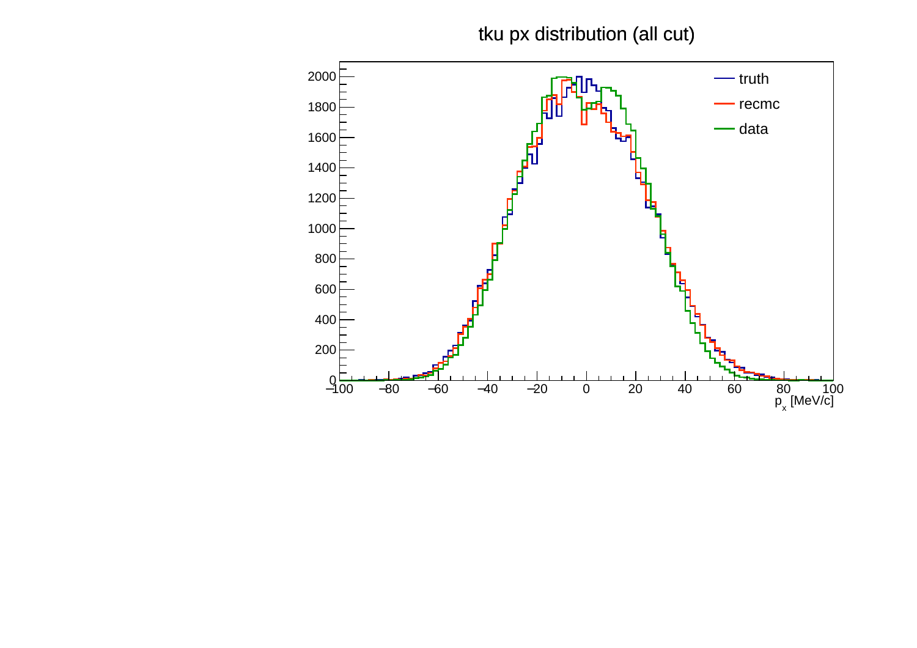tku px distribution (all cut)

truth
recmc
data

2000
1800
1600
1400
1200
1000
800
600
400
200
0

−100 −80 −60 −40 −20 0 20 40 60 80 100

$p_x$ [MeV/c]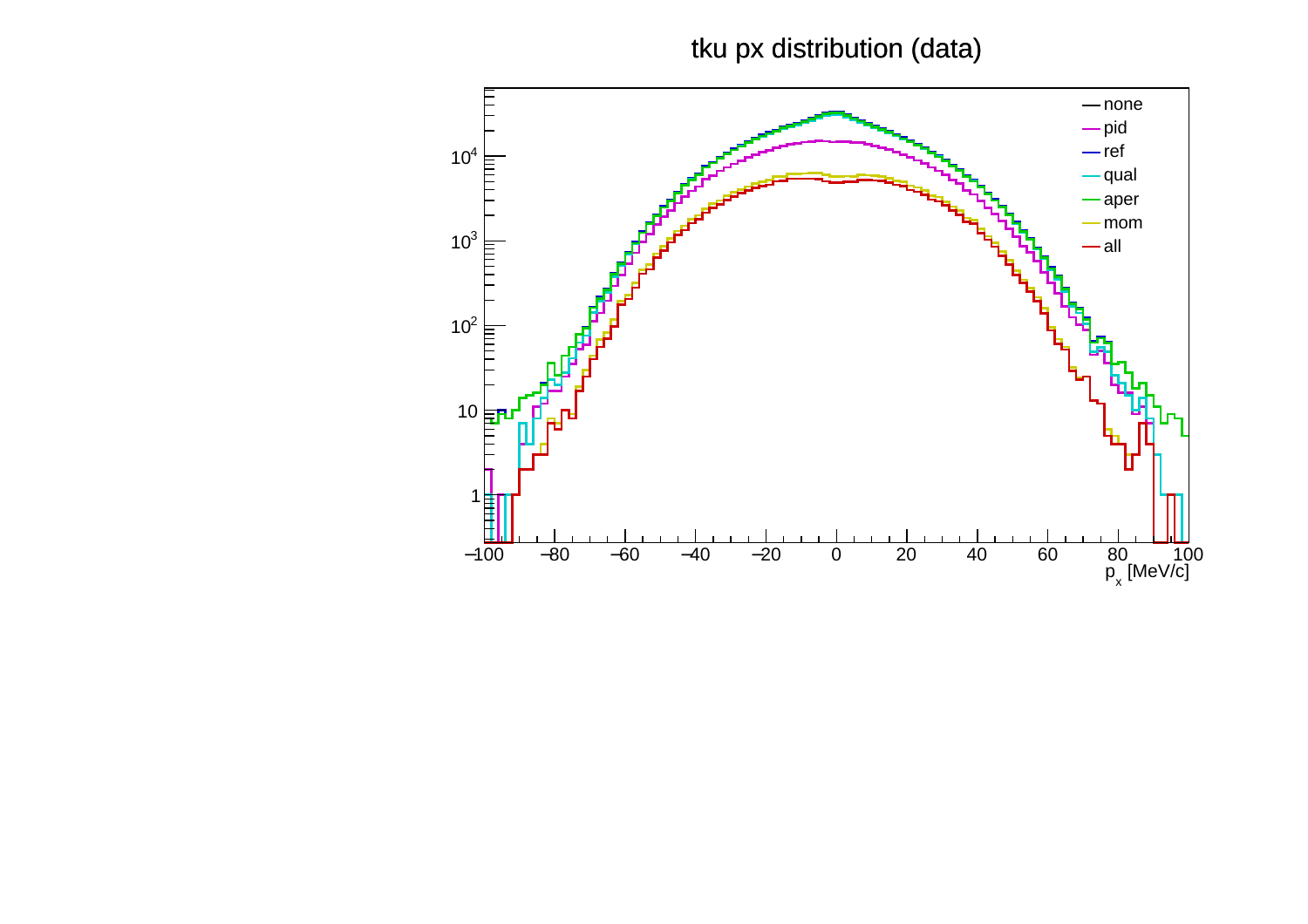tku px distribution (data)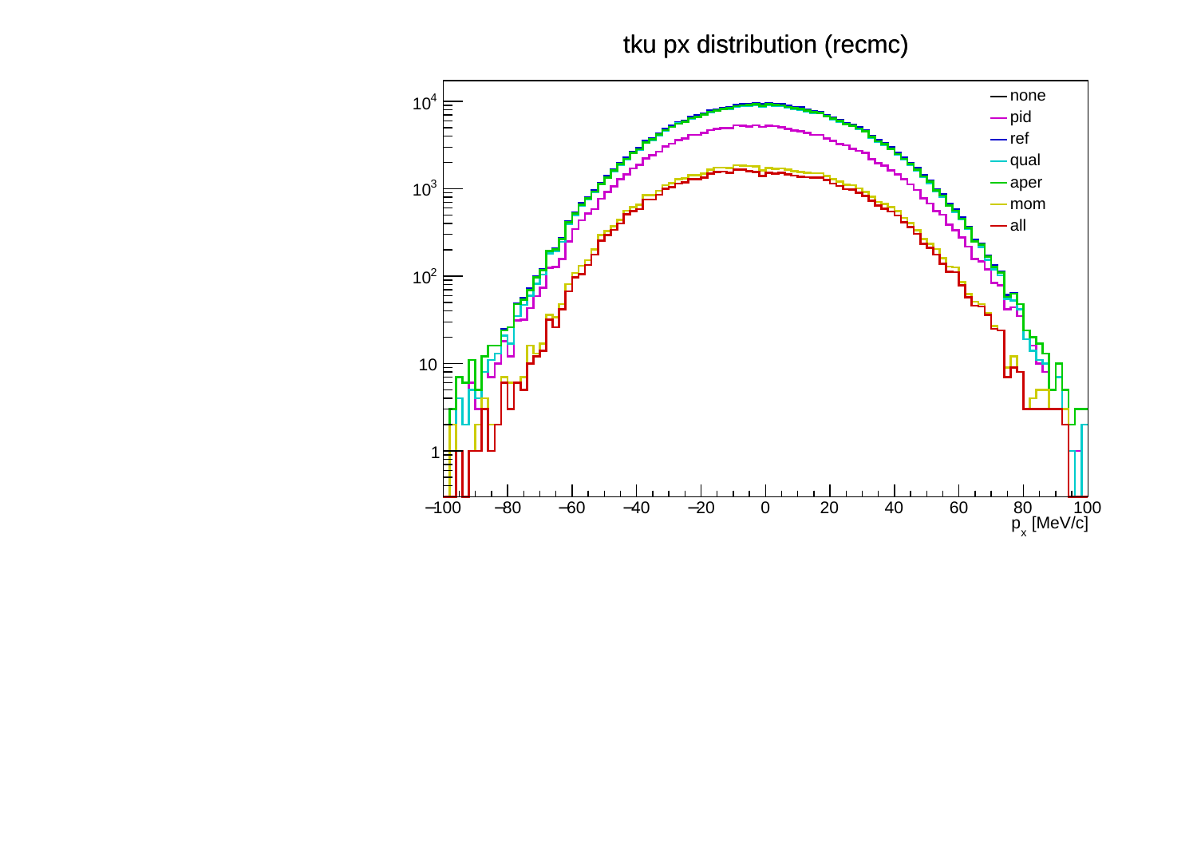tku px distribution (recmc)

- none
- pid
- ref
- qual
- aper
- mom
- all

$p_x$ [MeV/c]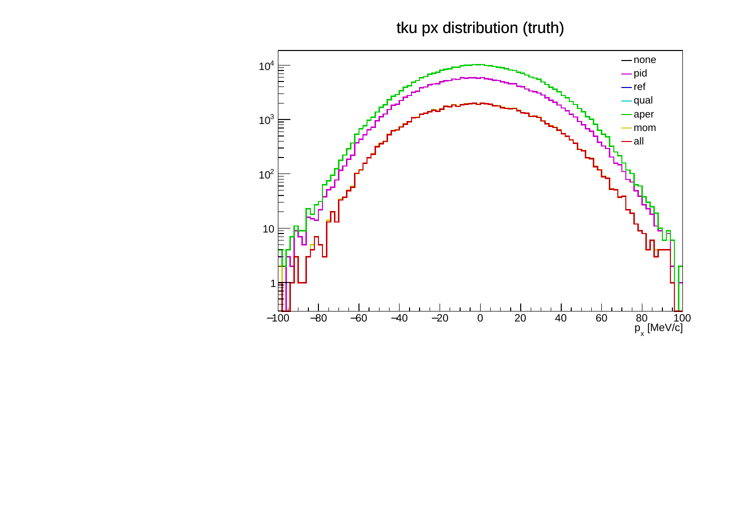tku px distribution (truth)

none
pid
ref
qual
aper
mom
all

$10^4$
$10^3$
$10^2$
10
1

−100 −80 −60 −40 −20 0 20 40 60 80 100

$p_x$ [MeV/c]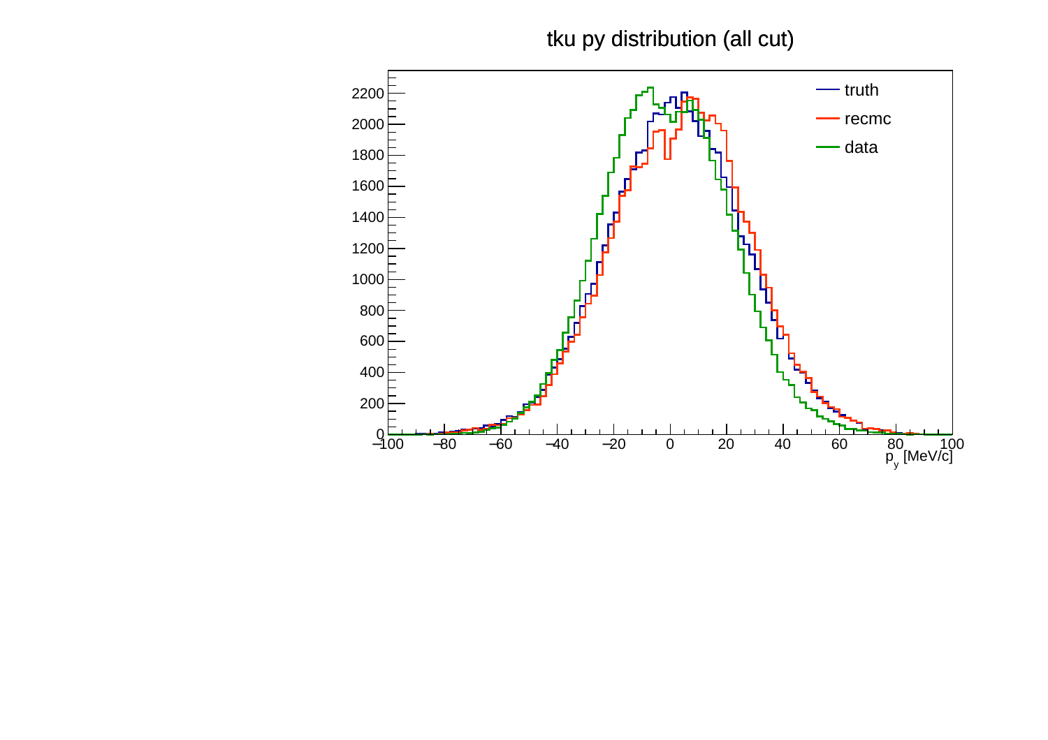tku py distribution (all cut)

truth
recmc
data

2200
2000
1800
1600
1400
1200
1000
800
600
400
200
0

−100 −80 −60 −40 −20 0 20 40 60 80 100

$p_y$ [MeV/c]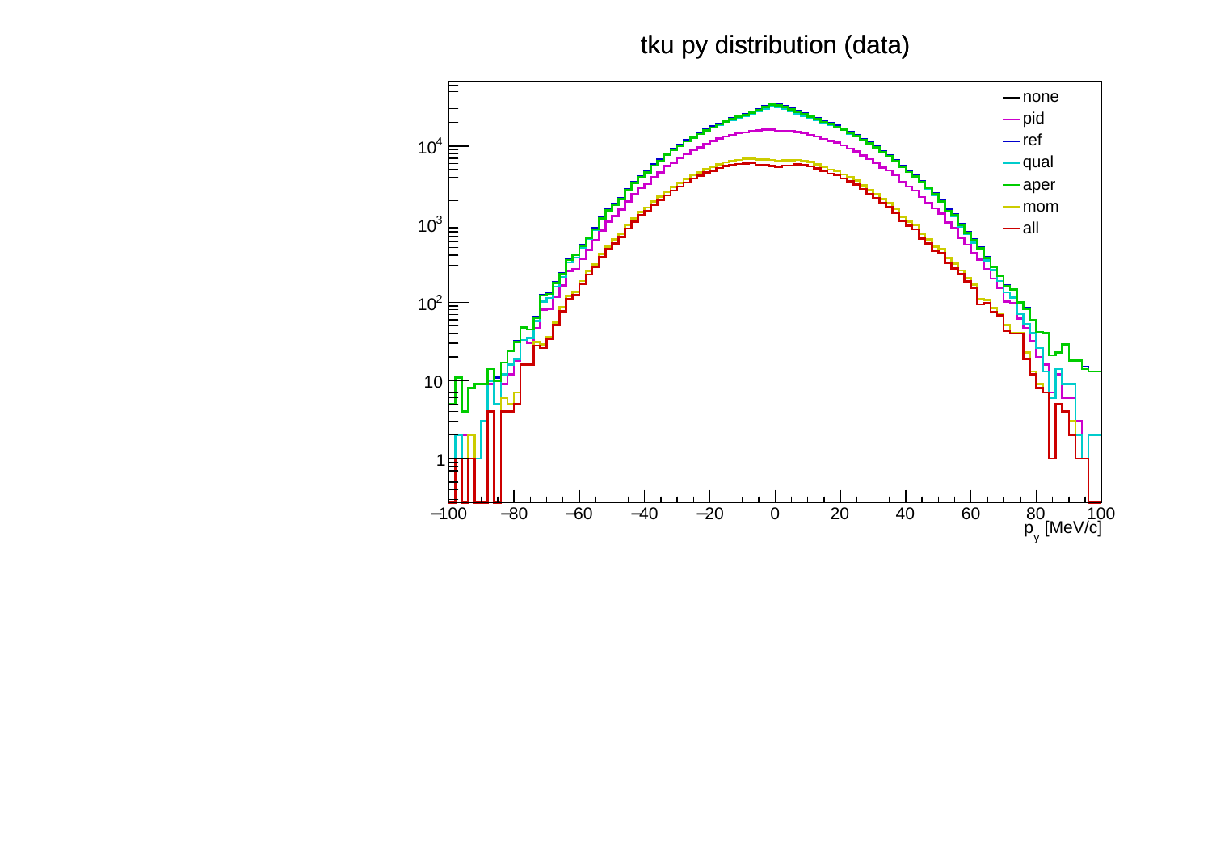tku py distribution (data)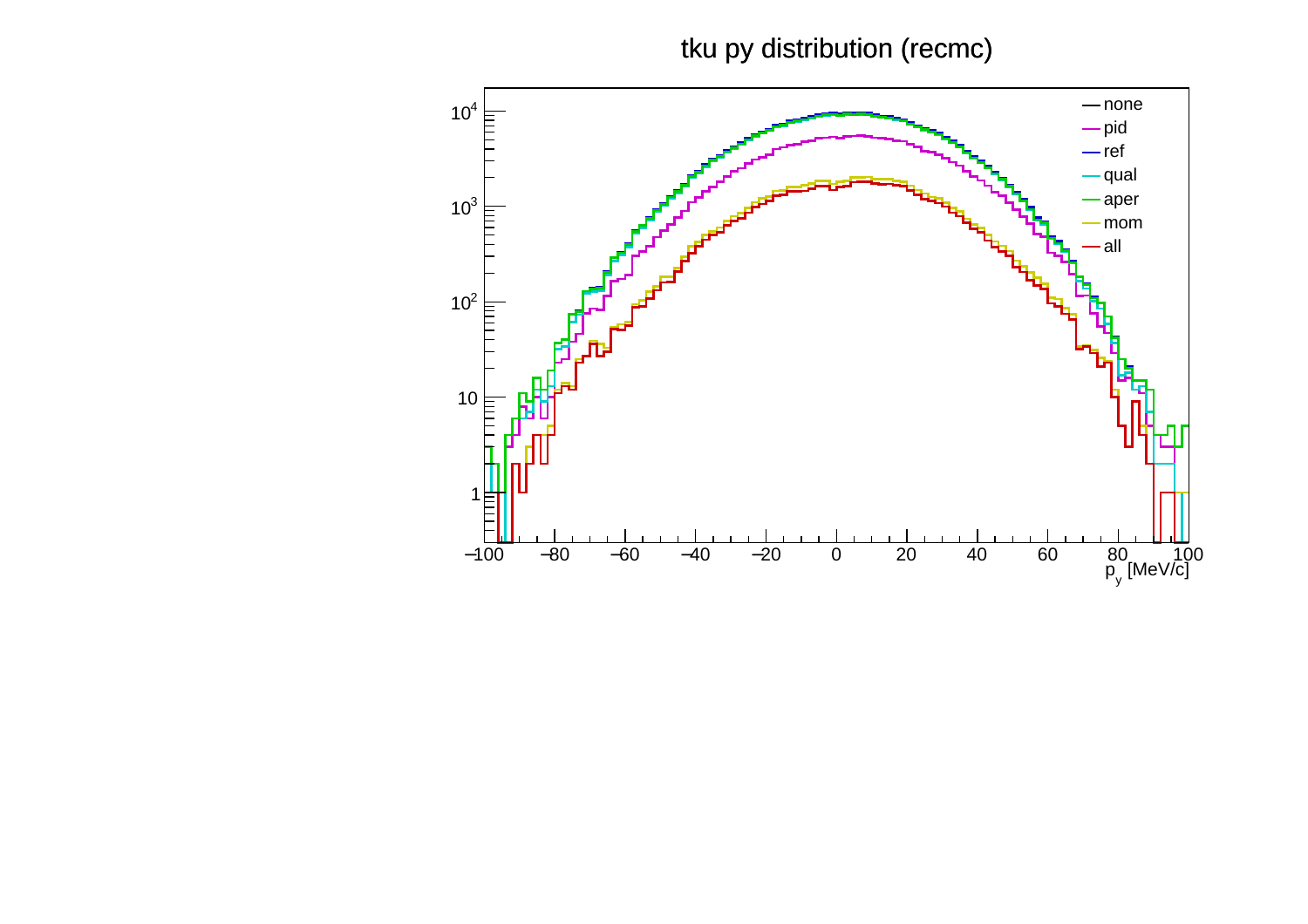tku py distribution (recmc)

none
pid
ref
qual
aper
mom
all

$10^4$
$10^3$
$10^2$
10
1

−100
−80
−60
−40
−20
0
20
40
60
80
100

$p_y$ [MeV/c]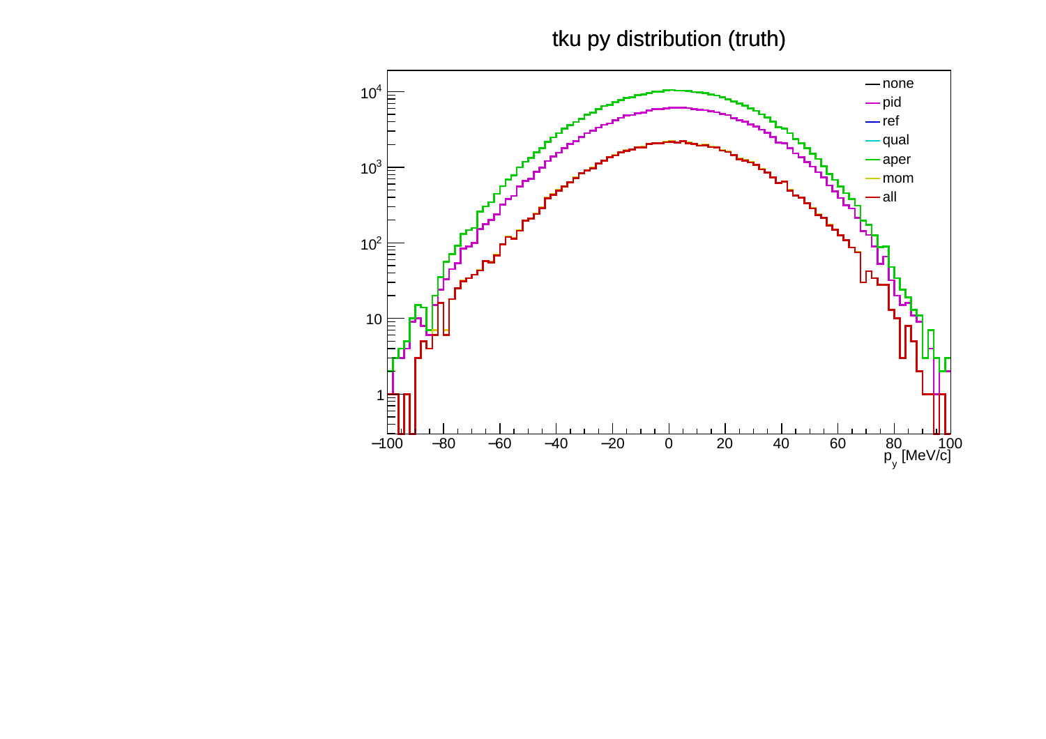tku py distribution (truth)

none
pid
ref
qual
aper
mom
all

$10^4$
$10^3$
$10^2$
10
1

−100
−80
−60
−40
−20
0
20
40
60
80
100

$p_y$ [MeV/c]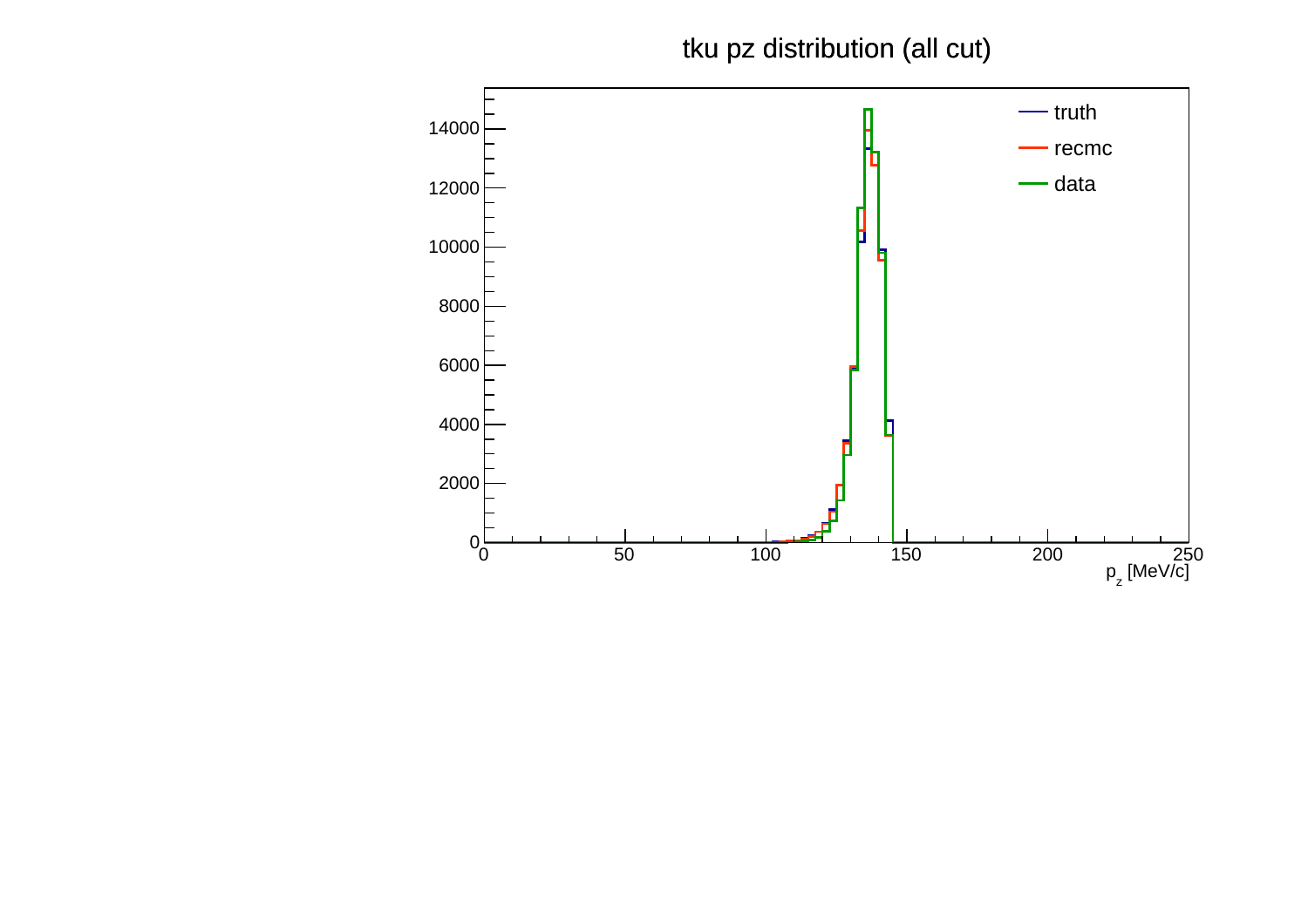tku pz distribution (all cut)

truth
recmc
data

14000
12000
10000
8000
6000
4000
2000
0

0
50
100
150
200
250

$p_z$ [MeV/c]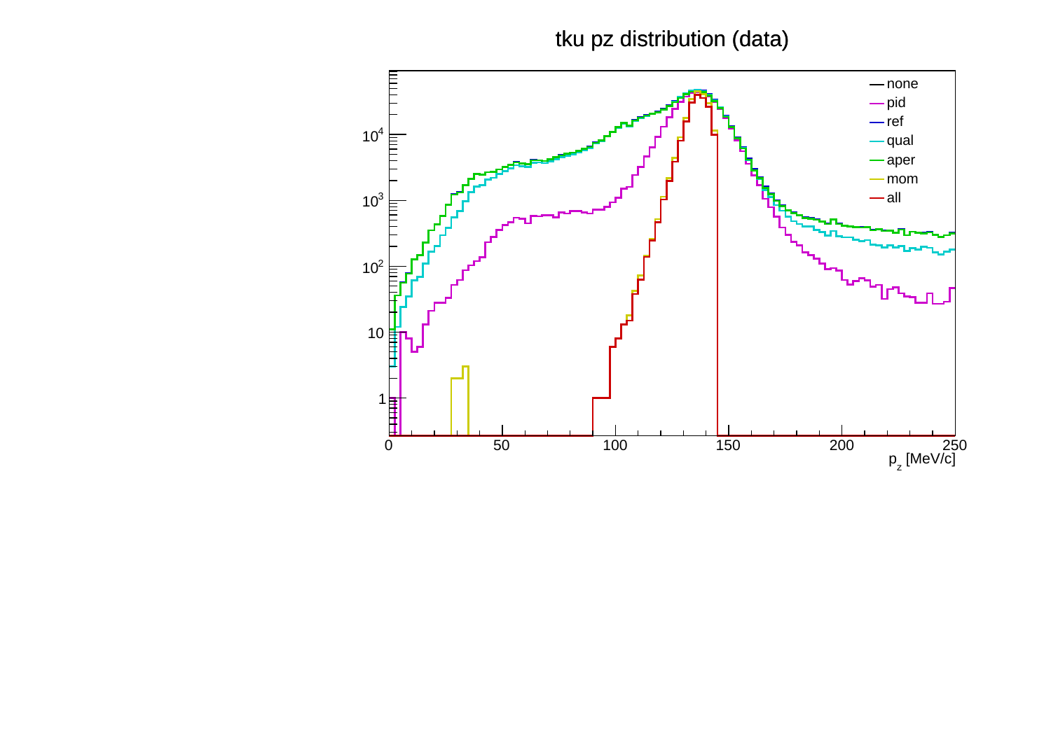tku pz distribution (data)

none
pid
ref
qual
aper
mom
all

$10^4$
$10^3$
$10^2$
10
1

0
50
100
150
200
250

$p_z$ [MeV/c]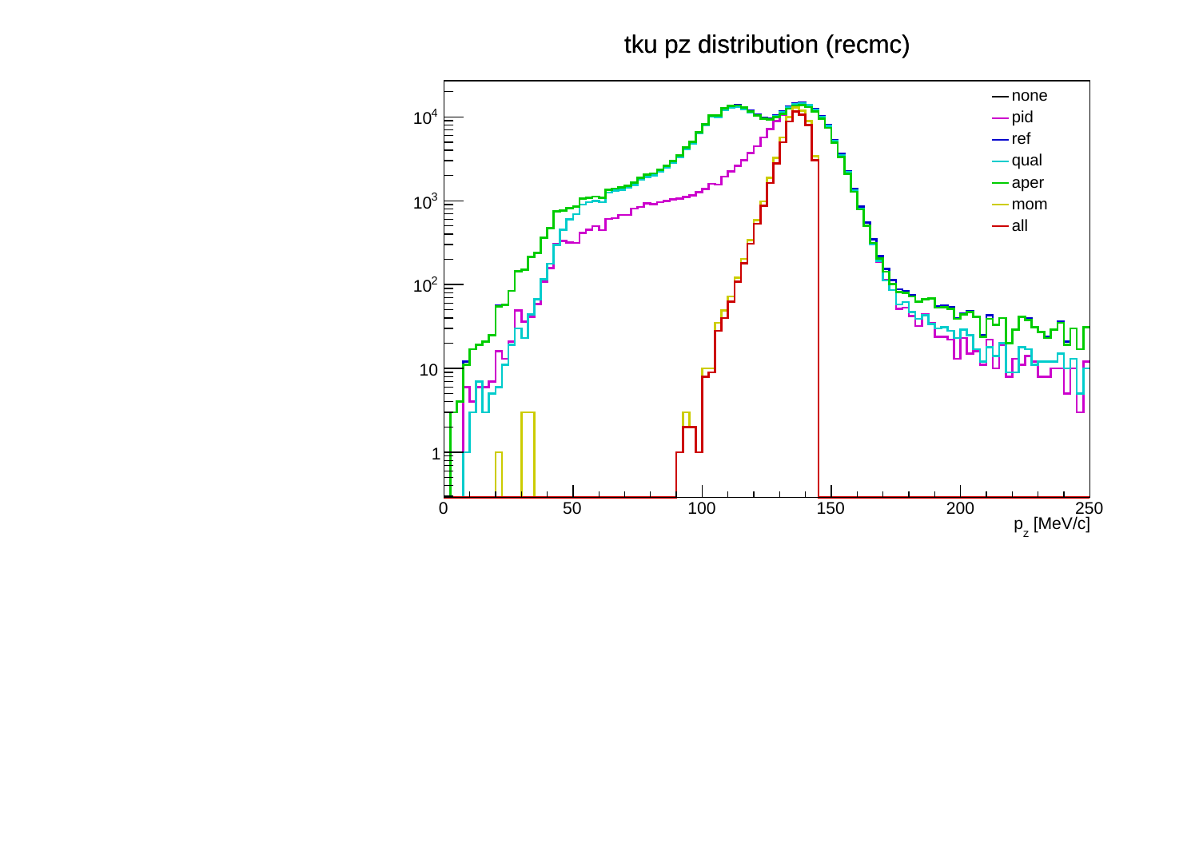tku pz distribution (recmc)

none
pid
ref
qual
aper
mom
all

$10^4$
$10^3$
$10^2$
10
1

0
50
100
150
200
250

$p_z$ [MeV/c]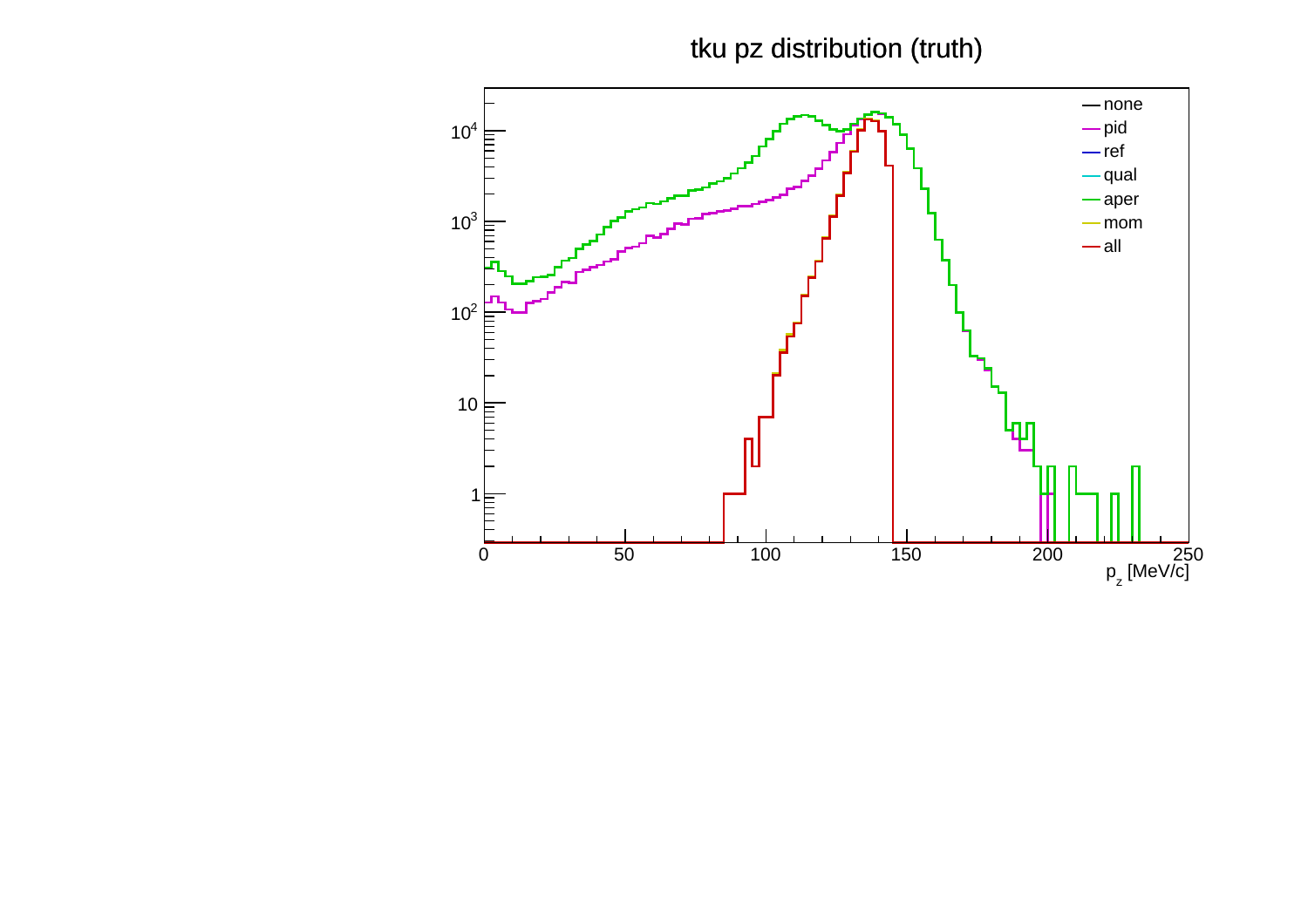tku pz distribution (truth)

none
pid
ref
qual
aper
mom
all

$10^4$
$10^3$
$10^2$
10
1

0
50
100
150
200
250

$p_z$ [MeV/c]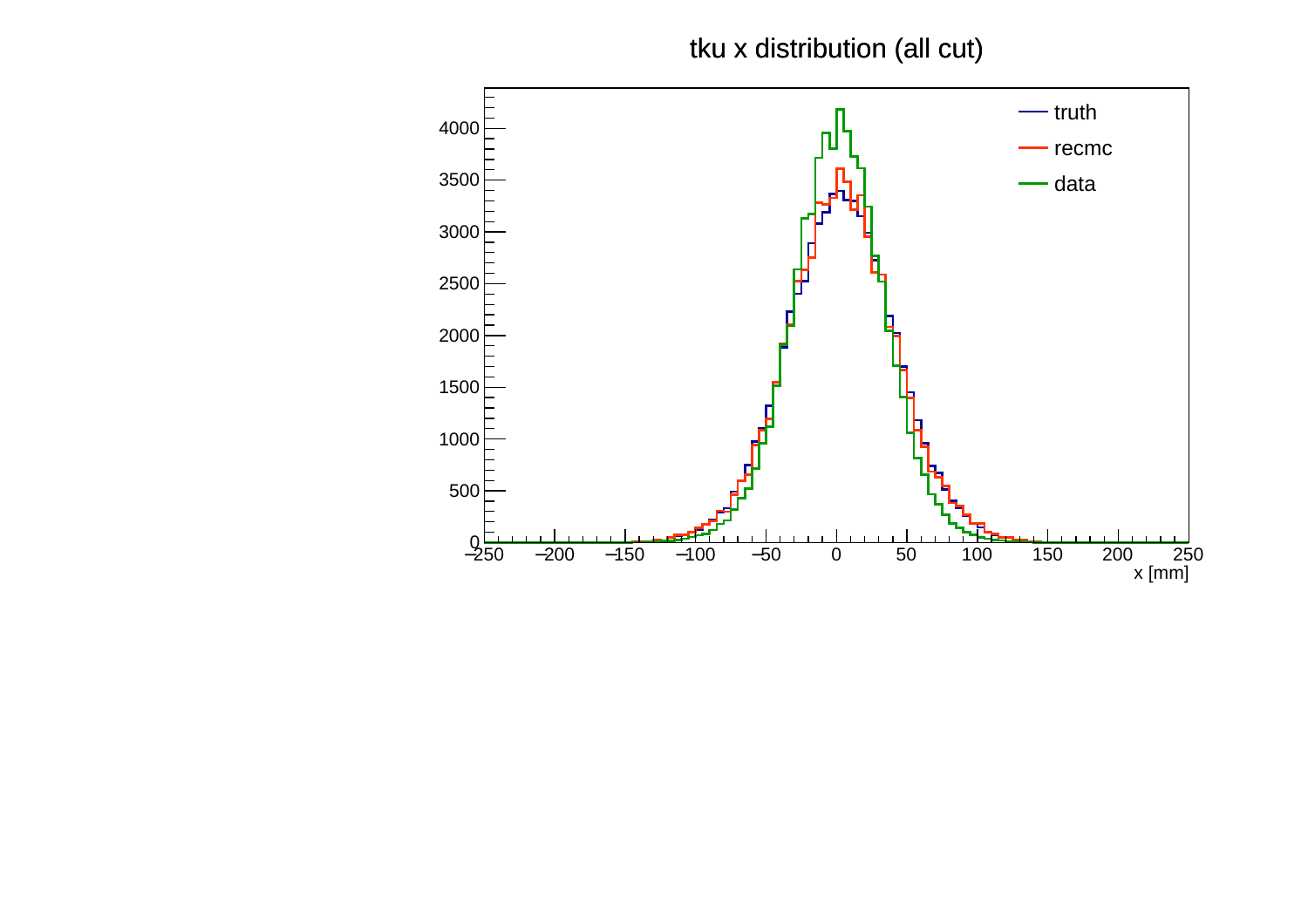tku x distribution (all cut)

truth

recmc

data

4000

3500

3000

2500

2000

1500

1000

500

0

−250 −200 −150 −100 −50 0 50 100 150 200 250

x [mm]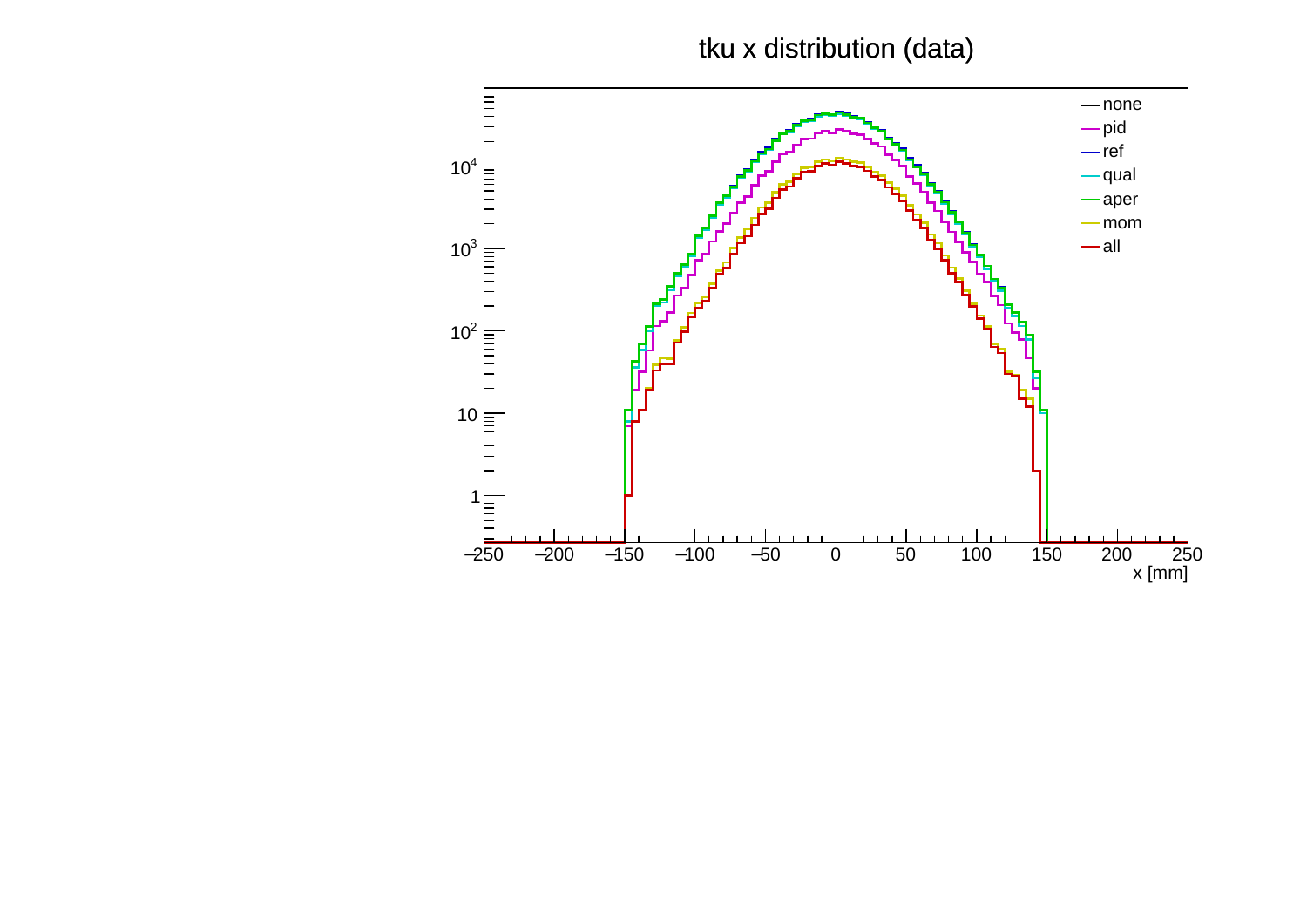tku x distribution (data)

none
pid
ref
qual
aper
mom
all

$10^4$
$10^3$
$10^2$
10
1

–250 –200 –150 –100 –50 0 50 100 150 200 250

x [mm]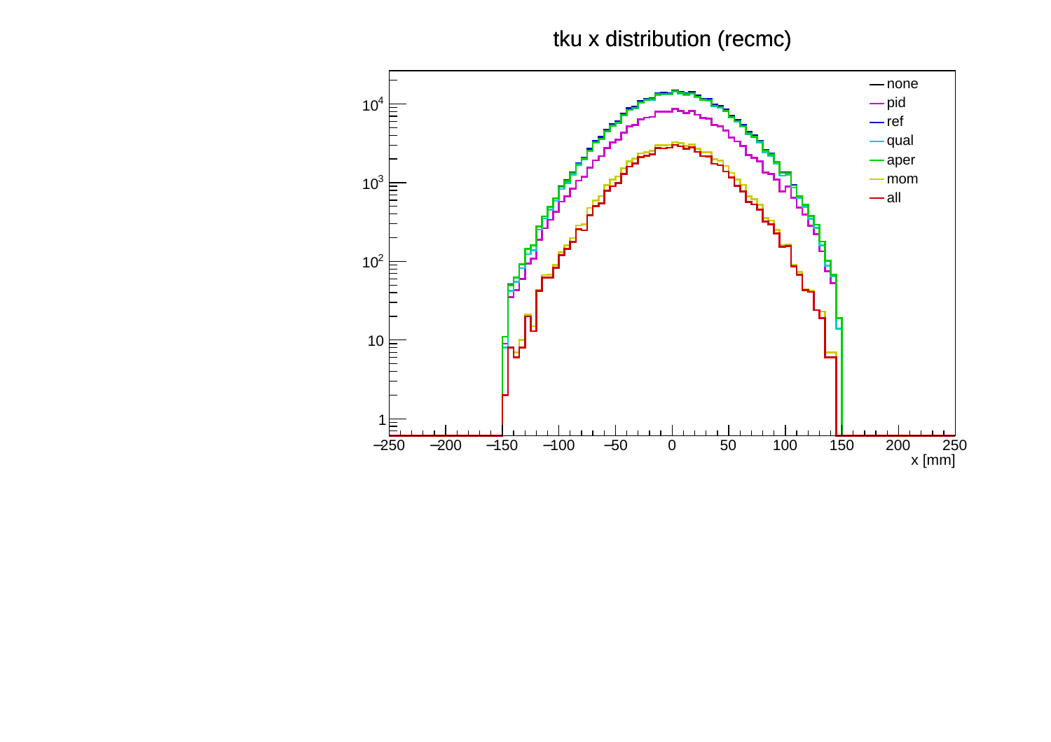tku x distribution (recmc)

none
pid
ref
qual
aper
mom
all

$10^4$
$10^3$
$10^2$
10
1

−250 −200 −150 −100 −50 0 50 100 150 200 250

x [mm]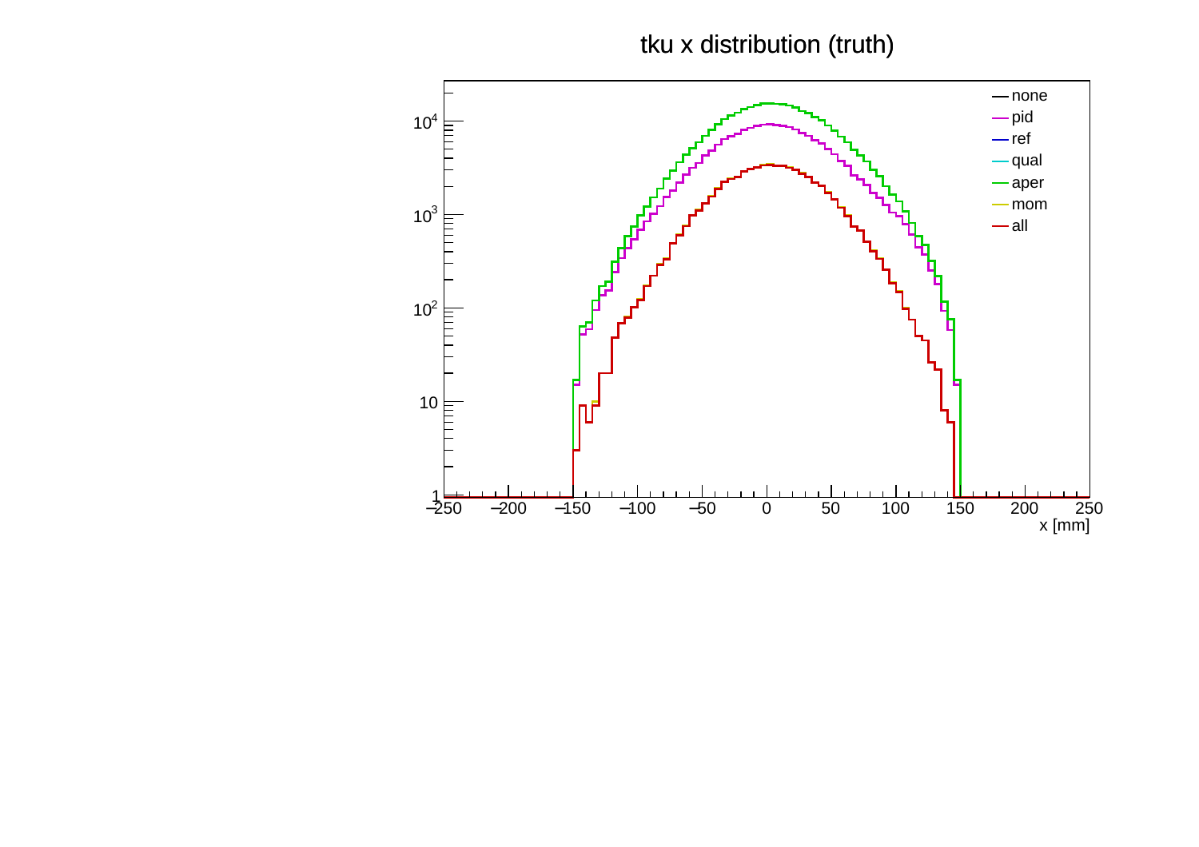tku x distribution (truth)

- none
- pid
- ref
- qual
- aper
- mom
- all

x [mm]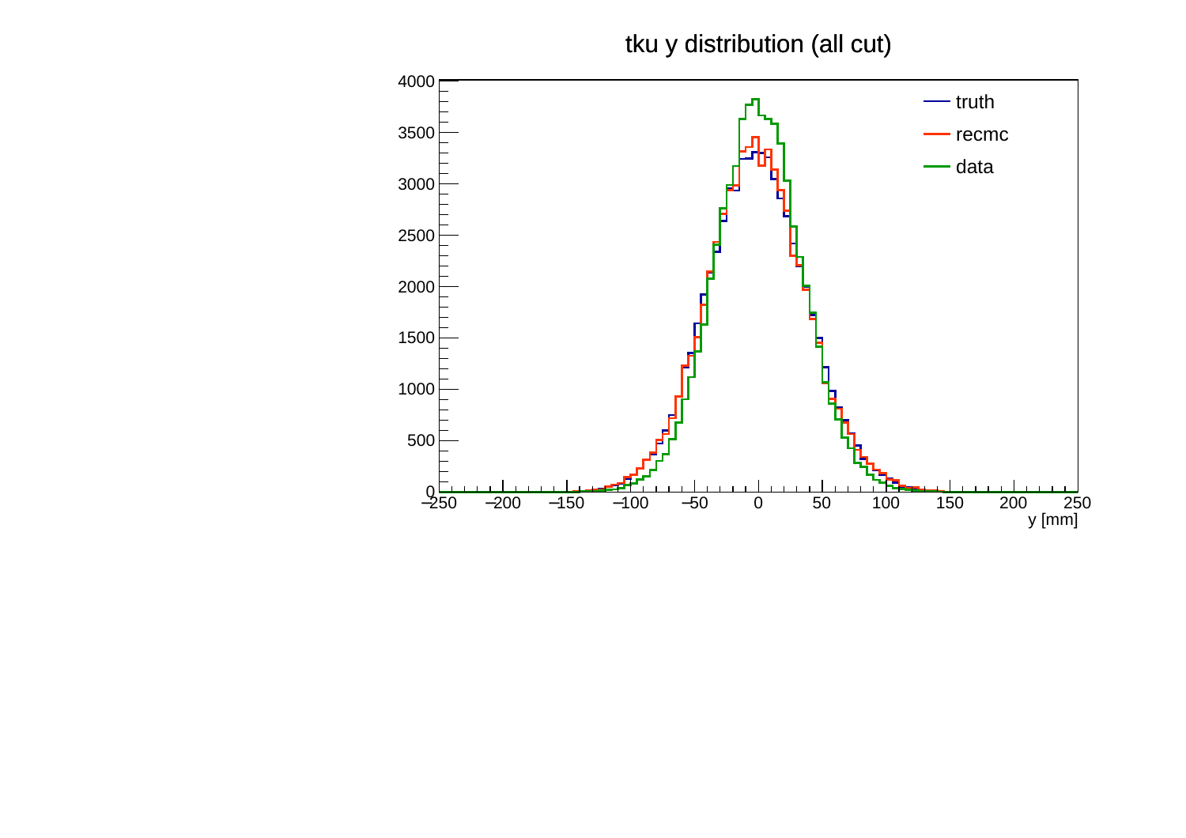tku y distribution (all cut)

4000
3500
3000
2500
2000
1500
1000
500
0

−250 −200 −150 −100 −50 0 50 100 150 200 250

y [mm]

truth
recmc
data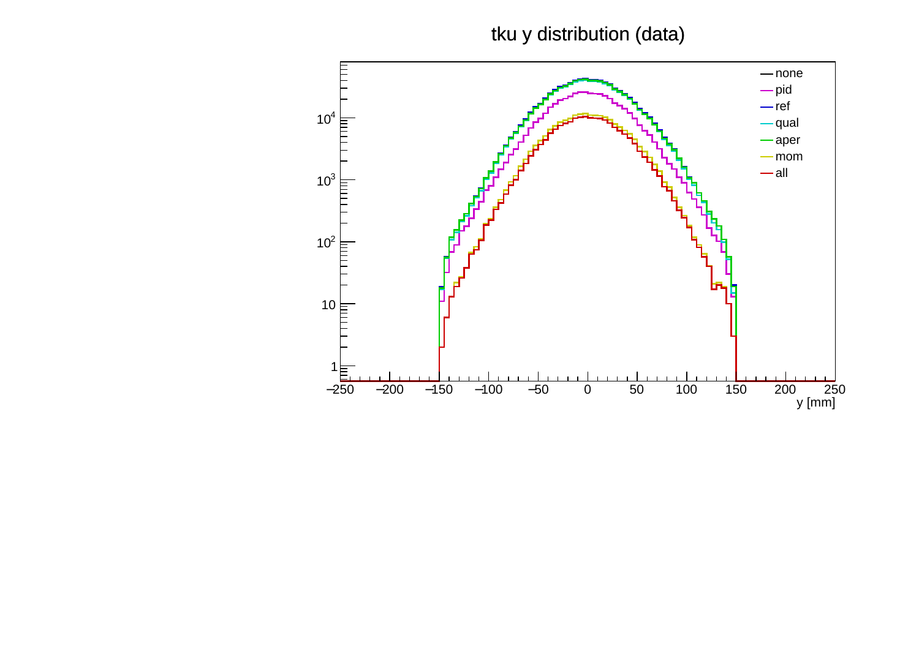tku y distribution (data)

- none
- pid
- ref
- qual
- aper
- mom
- all

y [mm]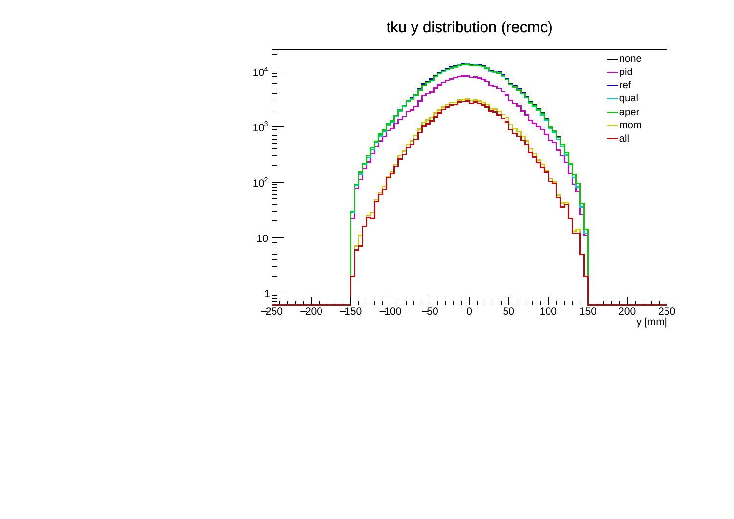tku y distribution (recmc)

none
pid
ref
qual
aper
mom
all

$10^4$
$10^3$
$10^2$
10
1

−250 −200 −150 −100 −50 0 50 100 150 200 250

y [mm]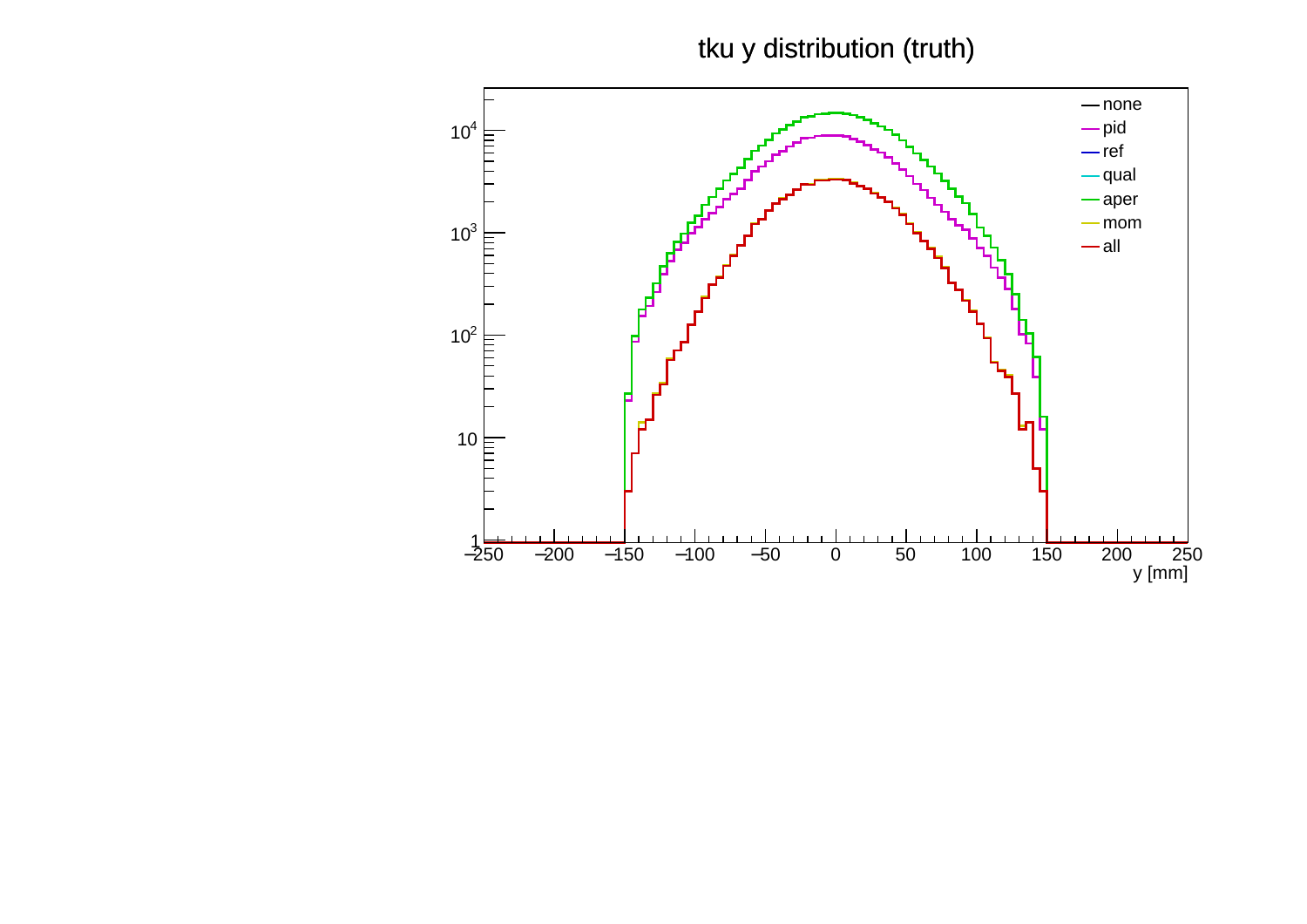tku y distribution (truth)

none
pid
ref
qual
aper
mom
all

$10^4$
$10^3$
$10^2$
10
1

−250 −200 −150 −100 −50 0 50 100 150 200 250

y [mm]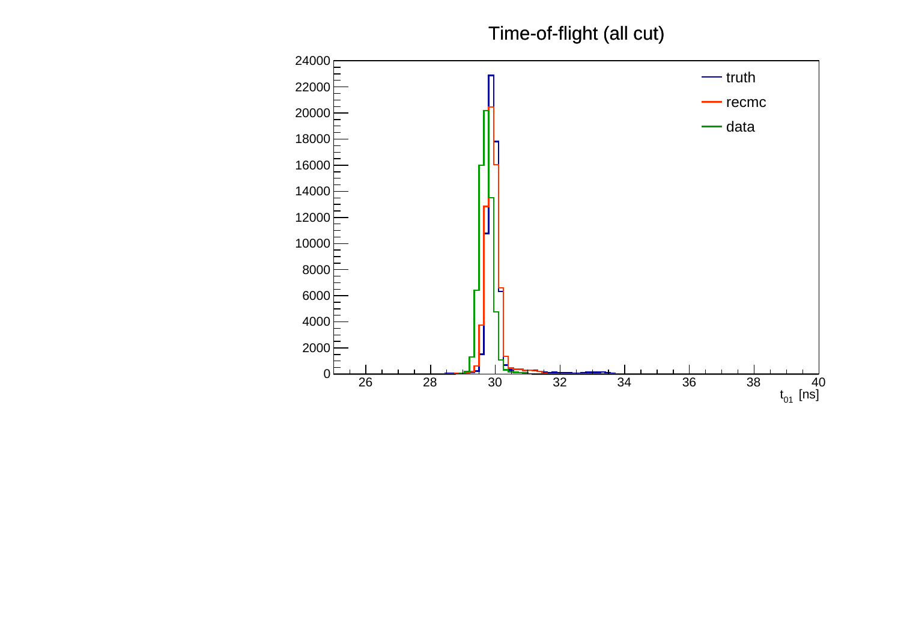Time-of-flight (all cut)

truth
recmc
data

24000
22000
20000
18000
16000
14000
12000
10000
8000
6000
4000
2000
0

26
28
30
32
34
36
38
40

$t_{01}$ [ns]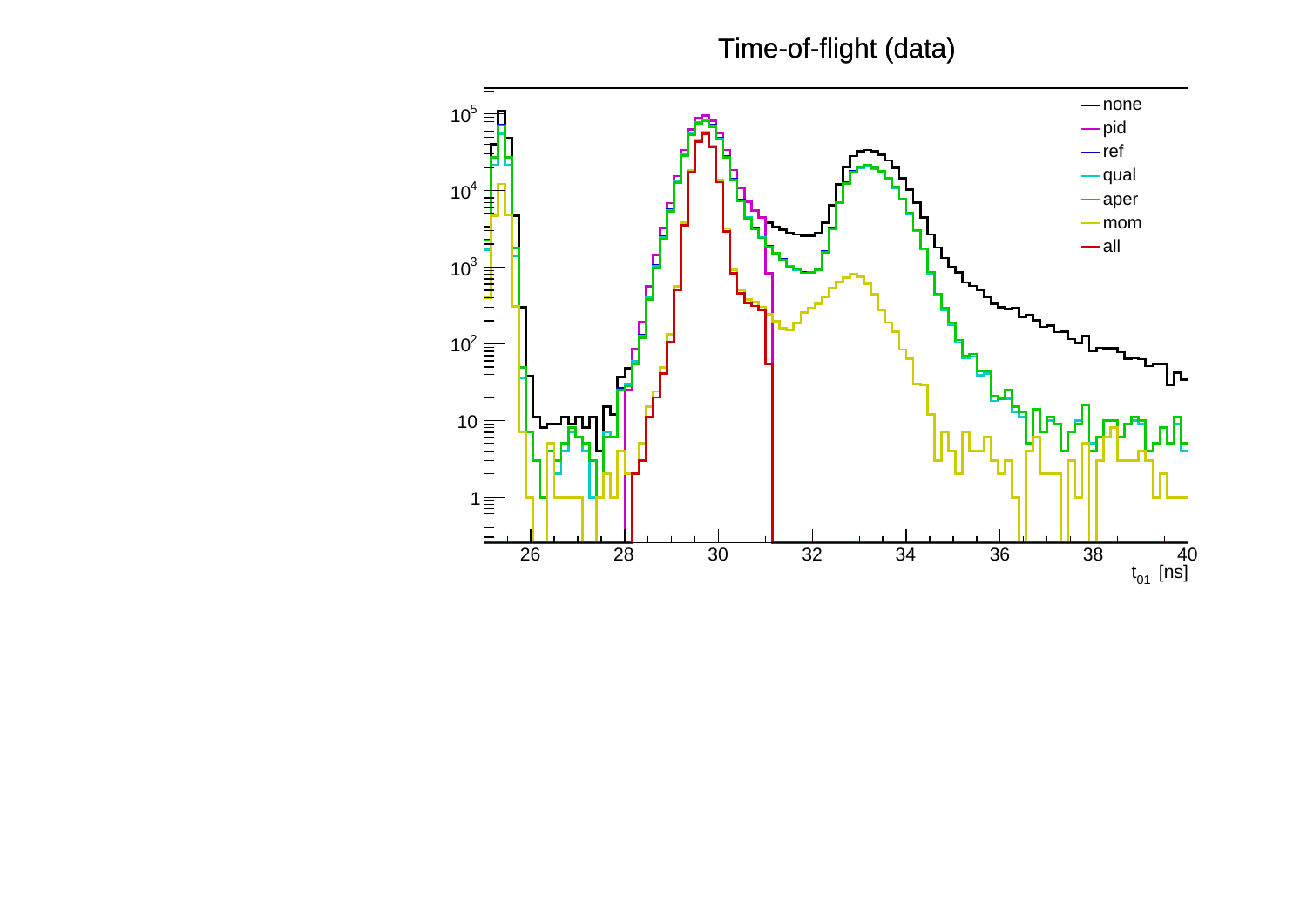Time-of-flight (data)

none
pid
ref
qual
aper
mom
all

$10^5$
$10^4$
$10^3$
$10^2$
10
1

26
28
30
32
34
36
38
40

$t_{01}$ [ns]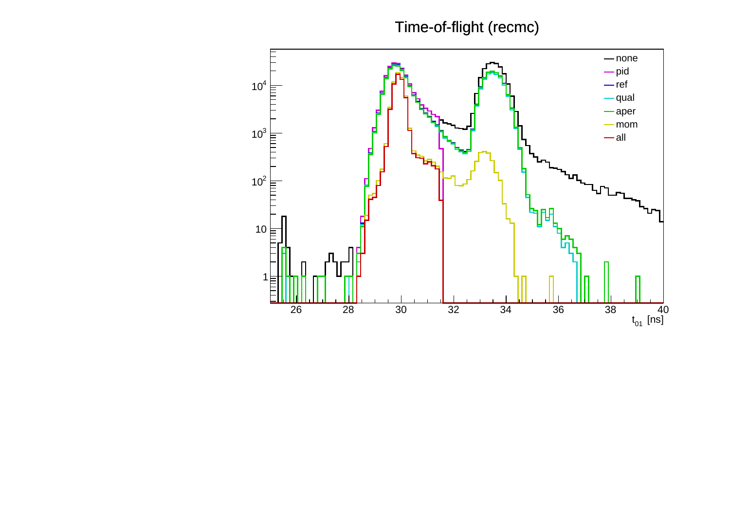Time-of-flight (recmc)

none
pid
ref
qual
aper
mom
all

$10^4$
$10^3$
$10^2$
10
1

26
28
30
32
34
36
38
40

$t_{01}$ [ns]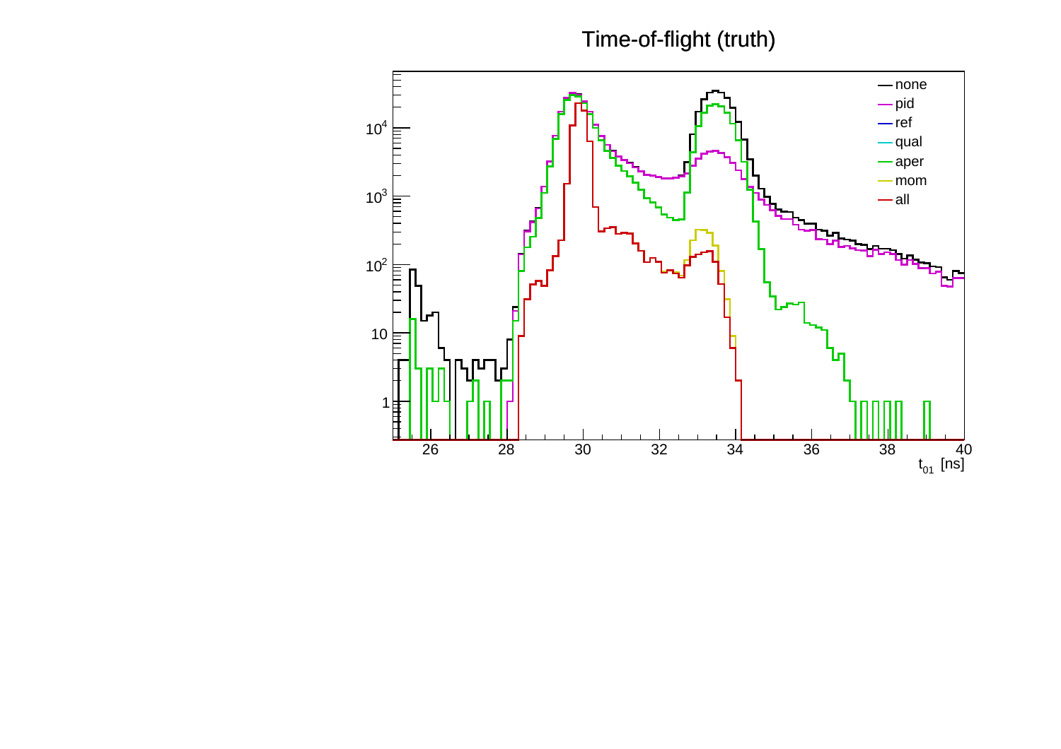Time-of-flight (truth)

none
pid
ref
qual
aper
mom
all

$10^4$
$10^3$
$10^2$
10
1

26
28
30
32
34
36
38
40

$t_{01}$ [ns]